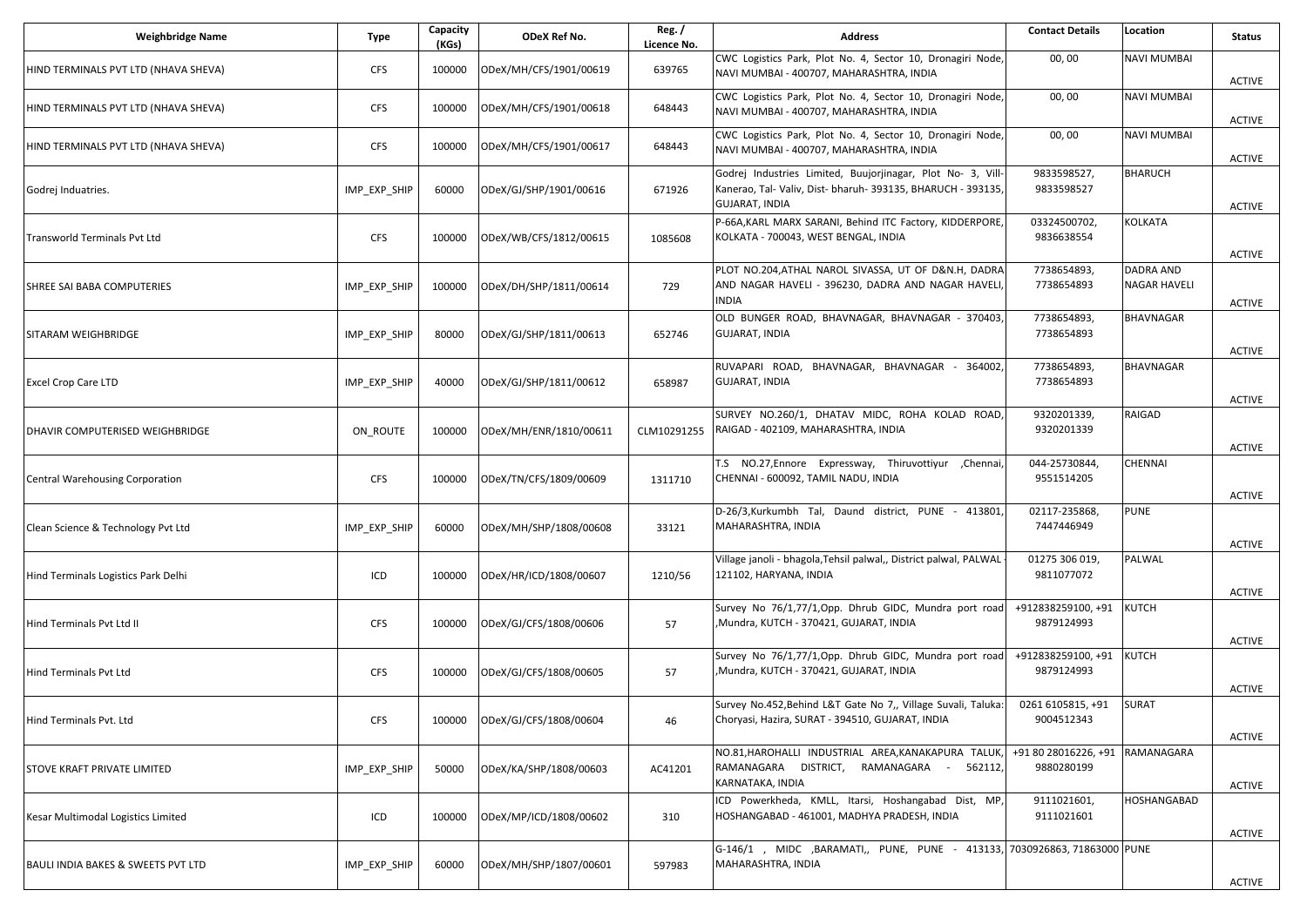| Weighbridge Name | Type | Capacity (KGs) | ODeX Ref No. | Reg. / Licence No. | Address | Contact Details | Location | Status |
|---|---|---|---|---|---|---|---|---|
| HIND TERMINALS PVT LTD (NHAVA SHEVA) | CFS | 100000 | ODeX/MH/CFS/1901/00619 | 639765 | CWC Logistics Park, Plot No. 4, Sector 10, Dronagiri Node, NAVI MUMBAI - 400707, MAHARASHTRA, INDIA | 00, 00 | NAVI MUMBAI | ACTIVE |
| HIND TERMINALS PVT LTD (NHAVA SHEVA) | CFS | 100000 | ODeX/MH/CFS/1901/00618 | 648443 | CWC Logistics Park, Plot No. 4, Sector 10, Dronagiri Node, NAVI MUMBAI - 400707, MAHARASHTRA, INDIA | 00, 00 | NAVI MUMBAI | ACTIVE |
| HIND TERMINALS PVT LTD (NHAVA SHEVA) | CFS | 100000 | ODeX/MH/CFS/1901/00617 | 648443 | CWC Logistics Park, Plot No. 4, Sector 10, Dronagiri Node, NAVI MUMBAI - 400707, MAHARASHTRA, INDIA | 00, 00 | NAVI MUMBAI | ACTIVE |
| Godrej Induatries. | IMP_EXP_SHIP | 60000 | ODeX/GJ/SHP/1901/00616 | 671926 | Godrej Industries Limited, Buujorjinagar, Plot No- 3, Vill- Kanerao, Tal- Valiv, Dist- bharuh- 393135, BHARUCH - 393135, GUJARAT, INDIA | 9833598527, 9833598527 | BHARUCH | ACTIVE |
| Transworld Terminals Pvt Ltd | CFS | 100000 | ODeX/WB/CFS/1812/00615 | 1085608 | P-66A,KARL MARX SARANI, Behind ITC Factory, KIDDERPORE, KOLKATA - 700043, WEST BENGAL, INDIA | 03324500702, 9836638554 | KOLKATA | ACTIVE |
| SHREE SAI BABA COMPUTERIES | IMP_EXP_SHIP | 100000 | ODeX/DH/SHP/1811/00614 | 729 | PLOT NO.204,ATHAL NAROL SIVASSA, UT OF D&N.H, DADRA AND NAGAR HAVELI - 396230, DADRA AND NAGAR HAVELI, INDIA | 7738654893, 7738654893 | DADRA AND NAGAR HAVELI | ACTIVE |
| SITARAM WEIGHBRIDGE | IMP_EXP_SHIP | 80000 | ODeX/GJ/SHP/1811/00613 | 652746 | OLD BUNGER ROAD, BHAVNAGAR, BHAVNAGAR - 370403, GUJARAT, INDIA | 7738654893, 7738654893 | BHAVNAGAR | ACTIVE |
| Excel Crop Care LTD | IMP_EXP_SHIP | 40000 | ODeX/GJ/SHP/1811/00612 | 658987 | RUVAPARI ROAD, BHAVNAGAR, BHAVNAGAR - 364002, GUJARAT, INDIA | 7738654893, 7738654893 | BHAVNAGAR | ACTIVE |
| DHAVIR COMPUTERISED WEIGHBRIDGE | ON_ROUTE | 100000 | ODeX/MH/ENR/1810/00611 | CLM10291255 | SURVEY NO.260/1, DHATAV MIDC, ROHA KOLAD ROAD, RAIGAD - 402109, MAHARASHTRA, INDIA | 9320201339, 9320201339 | RAIGAD | ACTIVE |
| Central Warehousing Corporation | CFS | 100000 | ODeX/TN/CFS/1809/00609 | 1311710 | T.S NO.27,Ennore Expressway, Thiruvottiyur ,Chennai, CHENNAI - 600092, TAMIL NADU, INDIA | 044-25730844, 9551514205 | CHENNAI | ACTIVE |
| Clean Science & Technology Pvt Ltd | IMP_EXP_SHIP | 60000 | ODeX/MH/SHP/1808/00608 | 33121 | D-26/3,Kurkumbh Tal, Daund district, PUNE - 413801, MAHARASHTRA, INDIA | 02117-235868, 7447446949 | PUNE | ACTIVE |
| Hind Terminals Logistics Park Delhi | ICD | 100000 | ODeX/HR/ICD/1808/00607 | 1210/56 | Village janoli - bhagola,Tehsil palwal,, District palwal, PALWAL - 121102, HARYANA, INDIA | 01275 306 019, 9811077072 | PALWAL | ACTIVE |
| Hind Terminals Pvt Ltd II | CFS | 100000 | ODeX/GJ/CFS/1808/00606 | 57 | Survey No 76/1,77/1,Opp. Dhrub GIDC, Mundra port road ,Mundra, KUTCH - 370421, GUJARAT, INDIA | +912838259100, +91 9879124993 | KUTCH | ACTIVE |
| Hind Terminals Pvt Ltd | CFS | 100000 | ODeX/GJ/CFS/1808/00605 | 57 | Survey No 76/1,77/1,Opp. Dhrub GIDC, Mundra port road ,Mundra, KUTCH - 370421, GUJARAT, INDIA | +912838259100, +91 9879124993 | KUTCH | ACTIVE |
| Hind Terminals Pvt. Ltd | CFS | 100000 | ODeX/GJ/CFS/1808/00604 | 46 | Survey No.452,Behind L&T Gate No 7,, Village Suvali, Taluka: Choryasi, Hazira, SURAT - 394510, GUJARAT, INDIA | 0261 6105815, +91 9004512343 | SURAT | ACTIVE |
| STOVE KRAFT PRIVATE LIMITED | IMP_EXP_SHIP | 50000 | ODeX/KA/SHP/1808/00603 | AC41201 | NO.81,HAROHALLI INDUSTRIAL AREA,KANAKAPURA TALUK, RAMANAGARA DISTRICT, RAMANAGARA - 562112, KARNATAKA, INDIA | +91 80 28016226, +91 9880280199 | RAMANAGARA | ACTIVE |
| Kesar Multimodal Logistics Limited | ICD | 100000 | ODeX/MP/ICD/1808/00602 | 310 | ICD Powerkheda, KMLL, Itarsi, Hoshangabad Dist, MP, HOSHANGABAD - 461001, MADHYA PRADESH, INDIA | 9111021601, 9111021601 | HOSHANGABAD | ACTIVE |
| BAULI INDIA BAKES & SWEETS PVT LTD | IMP_EXP_SHIP | 60000 | ODeX/MH/SHP/1807/00601 | 597983 | G-146/1 , MIDC ,BARAMATI,, PUNE, PUNE - 413133, MAHARASHTRA, INDIA | 7030926863, 71863000 | PUNE | ACTIVE |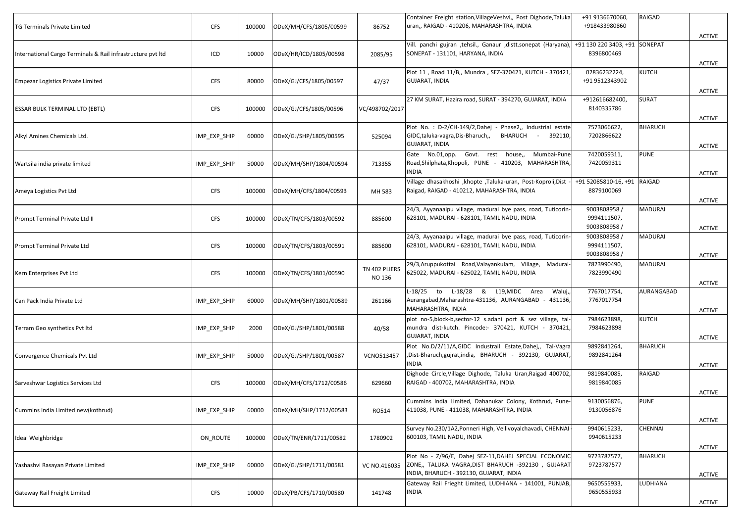| | | | | | | | | |
|---|---|---|---|---|---|---|---|---|
| TG Terminals Private Limited | CFS | 100000 | ODeX/MH/CFS/1805/00599 | 86752 | Container Freight station,VillageVeshvi,, Post Dighode,Taluka uran,, RAIGAD - 410206, MAHARASHTRA, INDIA | +91 9136670060, +918433980860 | RAIGAD | ACTIVE |
| International Cargo Terminals & Rail infrastructure pvt ltd | ICD | 10000 | ODeX/HR/ICD/1805/00598 | 2085/95 | Vill. panchi gujran ,tehsil., Ganaur ,distt.sonepat (Haryana), SONEPAT - 131101, HARYANA, INDIA | +91 130 220 3403, +91 8396800469 | SONEPAT | ACTIVE |
| Empezar Logistics Private Limited | CFS | 80000 | ODeX/GJ/CFS/1805/00597 | 47/37 | Plot 11 , Road 11/B,, Mundra , SEZ-370421, KUTCH - 370421, GUJARAT, INDIA | 02836232224, +91 9512343902 | KUTCH | ACTIVE |
| ESSAR BULK TERMINAL LTD (EBTL) | CFS | 100000 | ODeX/GJ/CFS/1805/00596 | VC/498702/2017 | 27 KM SURAT, Hazira road, SURAT - 394270, GUJARAT, INDIA | +912616682400, 8140335786 | SURAT | ACTIVE |
| Alkyl Amines Chemicals Ltd. | IMP_EXP_SHIP | 60000 | ODeX/GJ/SHP/1805/00595 | 525094 | Plot No. : D-2/CH-149/2,Dahej - Phase2,, Industrial estate GIDC,taluka-vagra,Dis-Bharuch,, BHARUCH - 392110, GUJARAT, INDIA | 7573066622, 7202866622 | BHARUCH | ACTIVE |
| Wartsila india private limited | IMP_EXP_SHIP | 50000 | ODeX/MH/SHP/1804/00594 | 713355 | Gate No.01,opp. Govt. rest house,, Mumbai-Pune Road,Shilphata,Khopoli, PUNE - 410203, MAHARASHTRA, INDIA | 7420059311, 7420059311 | PUNE | ACTIVE |
| Ameya Logistics Pvt Ltd | CFS | 100000 | ODeX/MH/CFS/1804/00593 | MH 583 | Village dhasakhoshi ,khopte ,Taluka-uran, Post-Koproli,Dist - Raigad, RAIGAD - 410212, MAHARASHTRA, INDIA | +91 52085810-16, +91 8879100069 | RAIGAD | ACTIVE |
| Prompt Terminal Private Ltd II | CFS | 100000 | ODeX/TN/CFS/1803/00592 | 885600 | 24/3, Ayyanaaipu village, madurai bye pass, road, Tuticorin-628101, MADURAI - 628101, TAMIL NADU, INDIA | 9003808958 / 9994111507, 9003808958 / | MADURAI | ACTIVE |
| Prompt Terminal Private Ltd | CFS | 100000 | ODeX/TN/CFS/1803/00591 | 885600 | 24/3, Ayyanaaipu village, madurai bye pass, road, Tuticorin-628101, MADURAI - 628101, TAMIL NADU, INDIA | 9003808958 / 9994111507, 9003808958 / | MADURAI | ACTIVE |
| Kern Enterprises Pvt Ltd | CFS | 100000 | ODeX/TN/CFS/1801/00590 | TN 402 PLIERS NO 136 | 29/3,Aruppukottai Road,Valayankulam, Village, Madurai-625022, MADURAI - 625022, TAMIL NADU, INDIA | 7823990490, 7823990490 | MADURAI | ACTIVE |
| Can Pack India Private Ltd | IMP_EXP_SHIP | 60000 | ODeX/MH/SHP/1801/00589 | 261166 | L-18/25 to L-18/28 & L19,MIDC Area Waluj,, Aurangabad,Maharashtra-431136, AURANGABAD - 431136, MAHARASHTRA, INDIA | 7767017754, 7767017754 | AURANGABAD | ACTIVE |
| Terram Geo synthetics Pvt ltd | IMP_EXP_SHIP | 2000 | ODeX/GJ/SHP/1801/00588 | 40/58 | plot no-5,block-b,sector-12 s.adani port & sez village, tal-mundra dist-kutch. Pincode:- 370421, KUTCH - 370421, GUJARAT, INDIA | 7984623898, 7984623898 | KUTCH | ACTIVE |
| Convergence Chemicals Pvt Ltd | IMP_EXP_SHIP | 50000 | ODeX/GJ/SHP/1801/00587 | VCNO513457 | Plot No.D/2/11/A,GIDC Industrail Estate,Dahej,, Tal-Vagra ,Dist-Bharuch,gujrat,india, BHARUCH - 392130, GUJARAT, INDIA | 9892841264, 9892841264 | BHARUCH | ACTIVE |
| Sarveshwar Logistics Services Ltd | CFS | 100000 | ODeX/MH/CFS/1712/00586 | 629660 | Dighode Circle,Village Dighode, Taluka Uran,Raigad 400702, RAIGAD - 400702, MAHARASHTRA, INDIA | 9819840085, 9819840085 | RAIGAD | ACTIVE |
| Cummins India Limited new(kothrud) | IMP_EXP_SHIP | 60000 | ODeX/MH/SHP/1712/00583 | RO514 | Cummins India Limited, Dahanukar Colony, Kothrud, Pune-411038, PUNE - 411038, MAHARASHTRA, INDIA | 9130056876, 9130056876 | PUNE | ACTIVE |
| Ideal Weighbridge | ON_ROUTE | 100000 | ODeX/TN/ENR/1711/00582 | 1780902 | Survey No.230/1A2,Ponneri High, Vellivoyalchavadi, CHENNAI - 600103, TAMIL NADU, INDIA | 9940615233, 9940615233 | CHENNAI | ACTIVE |
| Yashashvi Rasayan Private Limited | IMP_EXP_SHIP | 60000 | ODeX/GJ/SHP/1711/00581 | VC NO.416035 | Plot No - Z/96/E, Dahej SEZ-11,DAHEJ SPECIAL ECONOMIC ZONE,, TALUKA VAGRA,DIST BHARUCH -392130 , GUJARAT INDIA, BHARUCH - 392130, GUJARAT, INDIA | 9723787577, 9723787577 | BHARUCH | ACTIVE |
| Gateway Rail Freight Limited | CFS | 10000 | ODeX/PB/CFS/1710/00580 | 141748 | Gateway Rail Frieght Limited, LUDHIANA - 141001, PUNJAB, INDIA | 9650555933, 9650555933 | LUDHIANA | ACTIVE |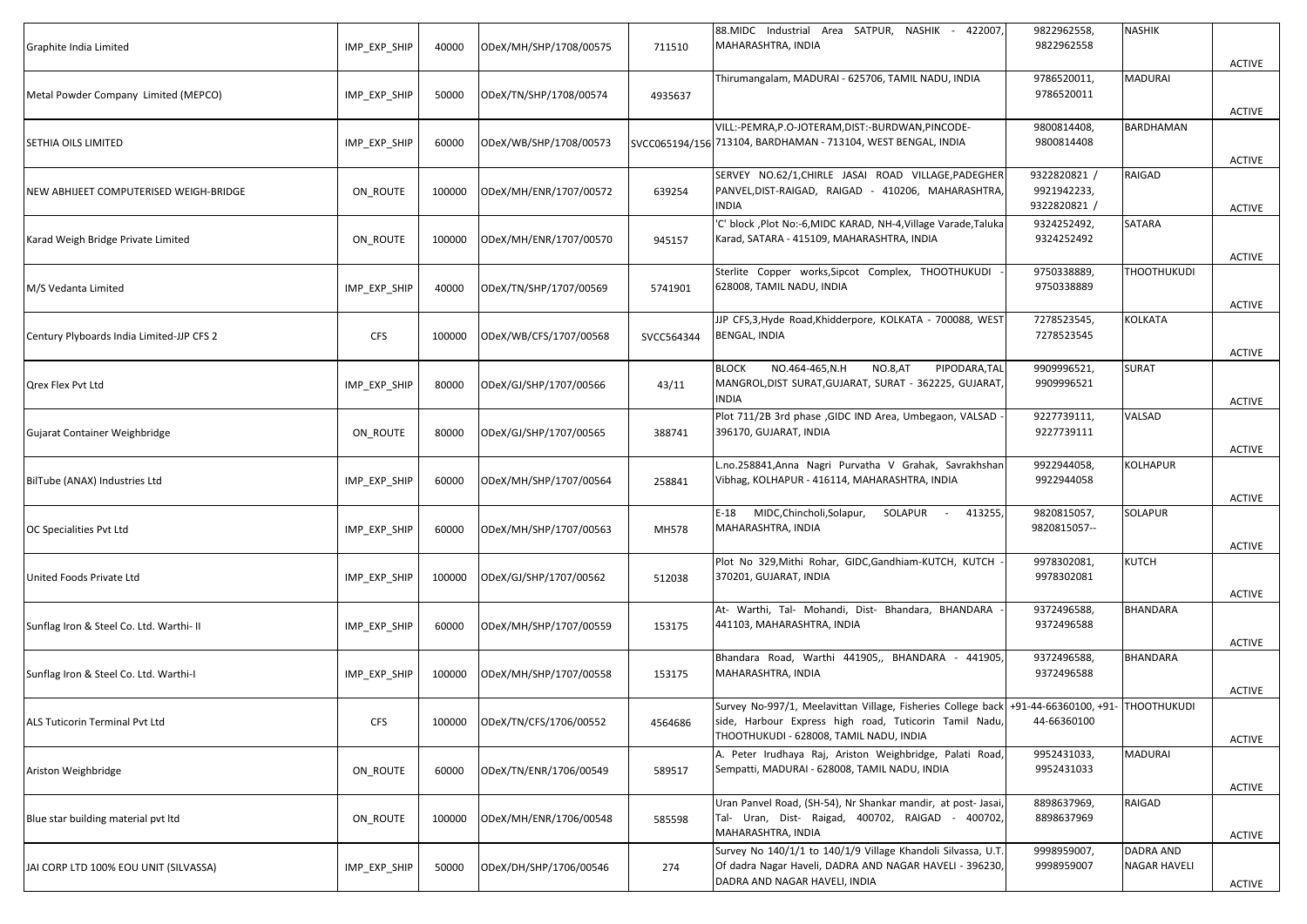| | | | | | | | | |
|---|---|---|---|---|---|---|---|---|
| Graphite India Limited | IMP_EXP_SHIP | 40000 | ODeX/MH/SHP/1708/00575 | 711510 | 88.MIDC Industrial Area SATPUR, NASHIK - 422007, MAHARASHTRA, INDIA | 9822962558, 9822962558 | NASHIK | ACTIVE |
| Metal Powder Company Limited (MEPCO) | IMP_EXP_SHIP | 50000 | ODeX/TN/SHP/1708/00574 | 4935637 | Thirumangalam, MADURAI - 625706, TAMIL NADU, INDIA | 9786520011, 9786520011 | MADURAI | ACTIVE |
| SETHIA OILS LIMITED | IMP_EXP_SHIP | 60000 | ODeX/WB/SHP/1708/00573 | SVCC065194/156 | VILL:-PEMRA,P.O-JOTERAM,DIST:-BURDWAN,PINCODE-713104, BARDHAMAN - 713104, WEST BENGAL, INDIA | 9800814408, 9800814408 | BARDHAMAN | ACTIVE |
| NEW ABHIJEET COMPUTERISED WEIGH-BRIDGE | ON_ROUTE | 100000 | ODeX/MH/ENR/1707/00572 | 639254 | SERVEY NO.62/1,CHIRLE JASAI ROAD VILLAGE,PADEGHER PANVEL,DIST-RAIGAD, RAIGAD - 410206, MAHARASHTRA, INDIA | 9322820821 / 9921942233, 9322820821 / | RAIGAD | ACTIVE |
| Karad Weigh Bridge Private Limited | ON_ROUTE | 100000 | ODeX/MH/ENR/1707/00570 | 945157 | 'C' block ,Plot No:-6,MIDC KARAD, NH-4,Village Varade,Taluka Karad, SATARA - 415109, MAHARASHTRA, INDIA | 9324252492, 9324252492 | SATARA | ACTIVE |
| M/S Vedanta Limited | IMP_EXP_SHIP | 40000 | ODeX/TN/SHP/1707/00569 | 5741901 | Sterlite Copper works,Sipcot Complex, THOOTHUKUDI - 628008, TAMIL NADU, INDIA | 9750338889, 9750338889 | THOOTHUKUDI | ACTIVE |
| Century Plyboards India Limited-JJP CFS 2 | CFS | 100000 | ODeX/WB/CFS/1707/00568 | SVCC564344 | JJP CFS,3,Hyde Road,Khidderpore, KOLKATA - 700088, WEST BENGAL, INDIA | 7278523545, 7278523545 | KOLKATA | ACTIVE |
| Qrex Flex Pvt Ltd | IMP_EXP_SHIP | 80000 | ODeX/GJ/SHP/1707/00566 | 43/11 | BLOCK NO.464-465,N.H NO.8,AT PIPODARA,TAL MANGROL,DIST SURAT,GUJARAT, SURAT - 362225, GUJARAT, INDIA | 9909996521, 9909996521 | SURAT | ACTIVE |
| Gujarat Container Weighbridge | ON_ROUTE | 80000 | ODeX/GJ/SHP/1707/00565 | 388741 | Plot 711/2B 3rd phase ,GIDC IND Area, Umbegaon, VALSAD - 396170, GUJARAT, INDIA | 9227739111, 9227739111 | VALSAD | ACTIVE |
| BilTube (ANAX) Industries Ltd | IMP_EXP_SHIP | 60000 | ODeX/MH/SHP/1707/00564 | 258841 | L.no.258841,Anna Nagri Purvatha V Grahak, Savrakhshan Vibhag, KOLHAPUR - 416114, MAHARASHTRA, INDIA | 9922944058, 9922944058 | KOLHAPUR | ACTIVE |
| OC Specialities Pvt Ltd | IMP_EXP_SHIP | 60000 | ODeX/MH/SHP/1707/00563 | MH578 | E-18 MIDC,Chincholi,Solapur, SOLAPUR - 413255, MAHARASHTRA, INDIA | 9820815057, 9820815057-- | SOLAPUR | ACTIVE |
| United Foods Private Ltd | IMP_EXP_SHIP | 100000 | ODeX/GJ/SHP/1707/00562 | 512038 | Plot No 329,Mithi Rohar, GIDC,Gandhiam-KUTCH, KUTCH - 370201, GUJARAT, INDIA | 9978302081, 9978302081 | KUTCH | ACTIVE |
| Sunflag Iron & Steel Co. Ltd. Warthi- II | IMP_EXP_SHIP | 60000 | ODeX/MH/SHP/1707/00559 | 153175 | At- Warthi, Tal- Mohandi, Dist- Bhandara, BHANDARA - 441103, MAHARASHTRA, INDIA | 9372496588, 9372496588 | BHANDARA | ACTIVE |
| Sunflag Iron & Steel Co. Ltd. Warthi-I | IMP_EXP_SHIP | 100000 | ODeX/MH/SHP/1707/00558 | 153175 | Bhandara Road, Warthi 441905,, BHANDARA - 441905, MAHARASHTRA, INDIA | 9372496588, 9372496588 | BHANDARA | ACTIVE |
| ALS Tuticorin Terminal Pvt Ltd | CFS | 100000 | ODeX/TN/CFS/1706/00552 | 4564686 | Survey No-997/1, Meelavittan Village, Fisheries College back side, Harbour Express high road, Tuticorin Tamil Nadu, THOOTHUKUDI - 628008, TAMIL NADU, INDIA | +91-44-66360100, +91-44-66360100 | THOOTHUKUDI | ACTIVE |
| Ariston Weighbridge | ON_ROUTE | 60000 | ODeX/TN/ENR/1706/00549 | 589517 | A. Peter Irudhaya Raj, Ariston Weighbridge, Palati Road, Sempatti, MADURAI - 628008, TAMIL NADU, INDIA | 9952431033, 9952431033 | MADURAI | ACTIVE |
| Blue star building material pvt ltd | ON_ROUTE | 100000 | ODeX/MH/ENR/1706/00548 | 585598 | Uran Panvel Road, (SH-54), Nr Shankar mandir, at post- Jasai, Tal- Uran, Dist- Raigad, 400702, RAIGAD - 400702, MAHARASHTRA, INDIA | 8898637969, 8898637969 | RAIGAD | ACTIVE |
| JAI CORP LTD 100% EOU UNIT (SILVASSA) | IMP_EXP_SHIP | 50000 | ODeX/DH/SHP/1706/00546 | 274 | Survey No 140/1/1 to 140/1/9 Village Khandoli Silvassa, U.T. Of dadra Nagar Haveli, DADRA AND NAGAR HAVELI - 396230, DADRA AND NAGAR HAVELI, INDIA | 9998959007, 9998959007 | DADRA AND NAGAR HAVELI | ACTIVE |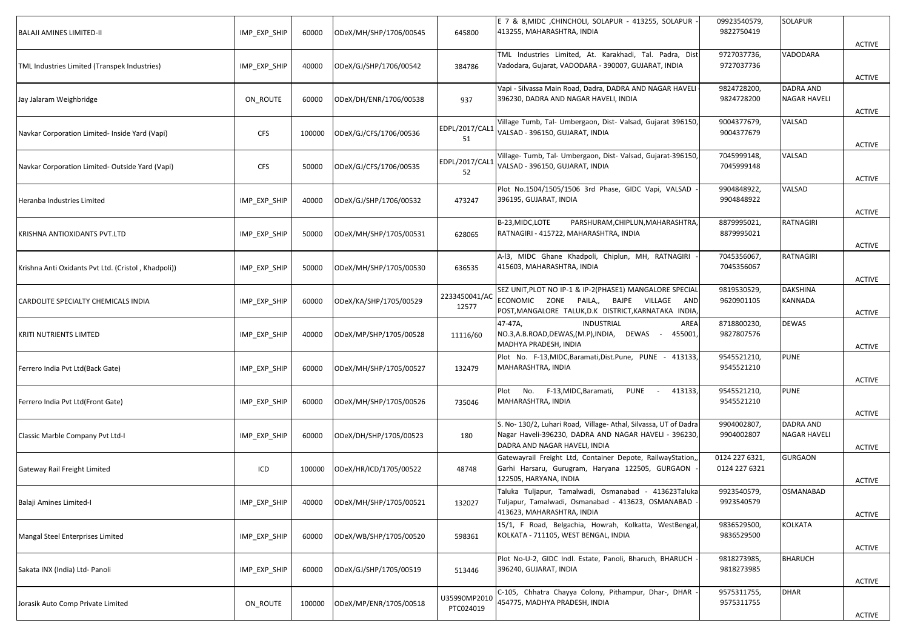| | | | | | | | | |
|---|---|---|---|---|---|---|---|---|
| BALAJI AMINES LIMITED-II | IMP_EXP_SHIP | 60000 | ODeX/MH/SHP/1706/00545 | 645800 | E 7 & 8,MIDC ,CHINCHOLI, SOLAPUR - 413255, SOLAPUR - 413255, MAHARASHTRA, INDIA | 09923540579, 9822750419 | SOLAPUR | ACTIVE |
| TML Industries Limited (Transpek Industries) | IMP_EXP_SHIP | 40000 | ODeX/GJ/SHP/1706/00542 | 384786 | TML Industries Limited, At. Karakhadi, Tal. Padra, Dist Vadodara, Gujarat, VADODARA - 390007, GUJARAT, INDIA | 9727037736, 9727037736 | VADODARA | ACTIVE |
| Jay Jalaram Weighbridge | ON_ROUTE | 60000 | ODeX/DH/ENR/1706/00538 | 937 | Vapi - Silvassa Main Road, Dadra, DADRA AND NAGAR HAVELI - 396230, DADRA AND NAGAR HAVELI, INDIA | 9824728200, 9824728200 | DADRA AND NAGAR HAVELI | ACTIVE |
| Navkar Corporation Limited- Inside Yard (Vapi) | CFS | 100000 | ODeX/GJ/CFS/1706/00536 | EDPL/2017/CAL151 | Village Tumb, Tal- Umbergaon, Dist- Valsad, Gujarat 396150, VALSAD - 396150, GUJARAT, INDIA | 9004377679, 9004377679 | VALSAD | ACTIVE |
| Navkar Corporation Limited- Outside Yard (Vapi) | CFS | 50000 | ODeX/GJ/CFS/1706/00535 | EDPL/2017/CAL152 | Village- Tumb, Tal- Umbergaon, Dist- Valsad, Gujarat-396150, VALSAD - 396150, GUJARAT, INDIA | 7045999148, 7045999148 | VALSAD | ACTIVE |
| Heranba Industries Limited | IMP_EXP_SHIP | 40000 | ODeX/GJ/SHP/1706/00532 | 473247 | Plot No.1504/1505/1506 3rd Phase, GIDC Vapi, VALSAD - 396195, GUJARAT, INDIA | 9904848922, 9904848922 | VALSAD | ACTIVE |
| KRISHNA ANTIOXIDANTS PVT.LTD | IMP_EXP_SHIP | 50000 | ODeX/MH/SHP/1705/00531 | 628065 | B-23,MIDC,LOTE PARSHURAM,CHIPLUN,MAHARASHTRA, RATNAGIRI - 415722, MAHARASHTRA, INDIA | 8879995021, 8879995021 | RATNAGIRI | ACTIVE |
| Krishna Anti Oxidants Pvt Ltd. (Cristol , Khadpoli)) | IMP_EXP_SHIP | 50000 | ODeX/MH/SHP/1705/00530 | 636535 | A-l3, MIDC Ghane Khadpoli, Chiplun, MH, RATNAGIRI - 415603, MAHARASHTRA, INDIA | 7045356067, 7045356067 | RATNAGIRI | ACTIVE |
| CARDOLITE SPECIALTY CHEMICALS INDIA | IMP_EXP_SHIP | 60000 | ODeX/KA/SHP/1705/00529 | 2233450041/AC12577 | SEZ UNIT,PLOT NO IP-1 & IP-2(PHASE1) MANGALORE SPECIAL ECONOMIC ZONE PAILA,, BAJPE VILLAGE AND POST,MANGALORE TALUK,D.K DISTRICT,KARNATAKA INDIA, | 9819530529, 9620901105 | DAKSHINA KANNADA | ACTIVE |
| KRITI NUTRIENTS LIMTED | IMP_EXP_SHIP | 40000 | ODeX/MP/SHP/1705/00528 | 11116/60 | 47-47A, INDUSTRIAL AREA NO.3,A.B.ROAD,DEWAS,(M.P),INDIA, DEWAS - 455001, MADHYA PRADESH, INDIA | 8718800230, 9827807576 | DEWAS | ACTIVE |
| Ferrero India Pvt Ltd(Back Gate) | IMP_EXP_SHIP | 60000 | ODeX/MH/SHP/1705/00527 | 132479 | Plot No. F-13,MIDC,Baramati,Dist.Pune, PUNE - 413133, MAHARASHTRA, INDIA | 9545521210, 9545521210 | PUNE | ACTIVE |
| Ferrero India Pvt Ltd(Front Gate) | IMP_EXP_SHIP | 60000 | ODeX/MH/SHP/1705/00526 | 735046 | Plot No. F-13,MIDC,Baramati, PUNE - 413133, MAHARASHTRA, INDIA | 9545521210, 9545521210 | PUNE | ACTIVE |
| Classic Marble Company Pvt Ltd-I | IMP_EXP_SHIP | 60000 | ODeX/DH/SHP/1705/00523 | 180 | S. No- 130/2, Luhari Road, Village- Athal, Silvassa, UT of Dadra Nagar Haveli-396230, DADRA AND NAGAR HAVELI - 396230, DADRA AND NAGAR HAVELI, INDIA | 9904002807, 9904002807 | DADRA AND NAGAR HAVELI | ACTIVE |
| Gateway Rail Freight Limited | ICD | 100000 | ODeX/HR/ICD/1705/00522 | 48748 | Gatewayrail Freight Ltd, Container Depote, RailwayStation,, Garhi Harsaru, Gurugram, Haryana 122505, GURGAON - 122505, HARYANA, INDIA | 0124 227 6321, 0124 227 6321 | GURGAON | ACTIVE |
| Balaji Amines Limited-I | IMP_EXP_SHIP | 40000 | ODeX/MH/SHP/1705/00521 | 132027 | Taluka Tuljapur, Tamalwadi, Osmanabad - 413623Taluka Tuljapur, Tamalwadi, Osmanabad - 413623, OSMANABAD - 413623, MAHARASHTRA, INDIA | 9923540579, 9923540579 | OSMANABAD | ACTIVE |
| Mangal Steel Enterprises Limited | IMP_EXP_SHIP | 60000 | ODeX/WB/SHP/1705/00520 | 598361 | 15/1, F Road, Belgachia, Howrah, Kolkatta, WestBengal, KOLKATA - 711105, WEST BENGAL, INDIA | 9836529500, 9836529500 | KOLKATA | ACTIVE |
| Sakata INX (India) Ltd- Panoli | IMP_EXP_SHIP | 60000 | ODeX/GJ/SHP/1705/00519 | 513446 | Plot No-U-2, GIDC Indl. Estate, Panoli, Bharuch, BHARUCH - 396240, GUJARAT, INDIA | 9818273985, 9818273985 | BHARUCH | ACTIVE |
| Jorasik Auto Comp Private Limited | ON_ROUTE | 100000 | ODeX/MP/ENR/1705/00518 | U35990MP2010PTC024019 | C-105, Chhatra Chayya Colony, Pithampur, Dhar-, DHAR - 454775, MADHYA PRADESH, INDIA | 9575311755, 9575311755 | DHAR | ACTIVE |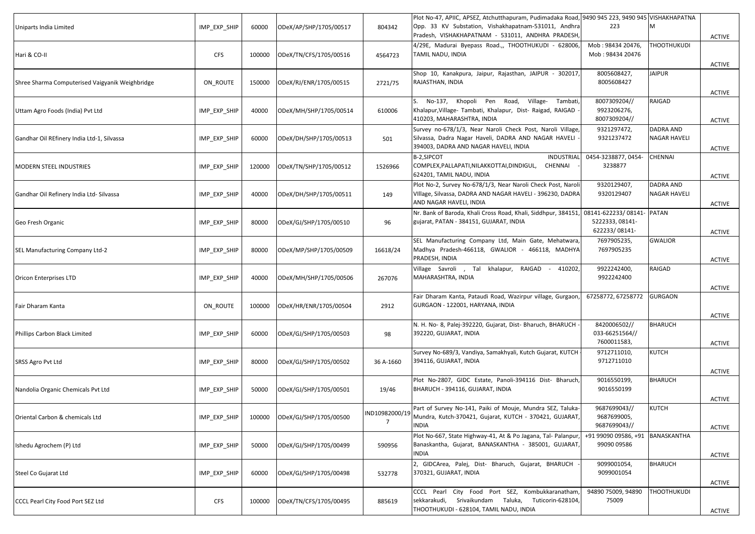| | | | | | | | | |
|---|---|---|---|---|---|---|---|---|
| Uniparts India Limited | IMP_EXP_SHIP | 60000 | ODeX/AP/SHP/1705/00517 | 804342 | Plot No-47, APIIC, APSEZ, Atchutthapuram, Pudimadaka Road, Opp. 33 KV Substation, Vishakhapatnam-531011, Andhra Pradesh, VISHAKHAPATNAM - 531011, ANDHRA PRADESH, | 9490 945 223, 9490 945 223 | VISHAKHAPATNAM | ACTIVE |
| Hari & CO-II | CFS | 100000 | ODeX/TN/CFS/1705/00516 | 4564723 | 4/29E, Madurai Byepass Road.,, THOOTHUKUDI - 628006, TAMIL NADU, INDIA | Mob : 98434 20476, Mob : 98434 20476 | THOOTHUKUDI | ACTIVE |
| Shree Sharma Computerised Vaigyanik Weighbridge | ON_ROUTE | 150000 | ODeX/RJ/ENR/1705/00515 | 2721/75 | Shop 10, Kanakpura, Jaipur, Rajasthan, JAIPUR - 302017, RAJASTHAN, INDIA | 8005608427, 8005608427 | JAIPUR | ACTIVE |
| Uttam Agro Foods (India) Pvt Ltd | IMP_EXP_SHIP | 40000 | ODeX/MH/SHP/1705/00514 | 610006 | S. No-137, Khopoli Pen Road, Village- Tambati, Khalapur,Village- Tambati, Khalapur, Dist- Raigad, RAIGAD - 410203, MAHARASHTRA, INDIA | 8007309204// 9923206276, 8007309204// | RAIGAD | ACTIVE |
| Gandhar Oil REfinery India Ltd-1, Silvassa | IMP_EXP_SHIP | 60000 | ODeX/DH/SHP/1705/00513 | 501 | Survey no-678/1/3, Near Naroli Check Post, Naroli Village, Silvassa, Dadra Nagar Haveli, DADRA AND NAGAR HAVELI - 394003, DADRA AND NAGAR HAVELI, INDIA | 9321297472, 9321237472 | DADRA AND NAGAR HAVELI | ACTIVE |
| MODERN STEEL INDUSTRIES | IMP_EXP_SHIP | 120000 | ODeX/TN/SHP/1705/00512 | 1526966 | B-2,SIPCOT INDUSTRIAL COMPLEX,PALLAPATI,NILAKKOTTAI,DINDIGUL, CHENNAI - 624201, TAMIL NADU, INDIA | 0454-3238877, 0454-3238877 | CHENNAI | ACTIVE |
| Gandhar Oil Refinery India Ltd- Silvassa | IMP_EXP_SHIP | 40000 | ODeX/DH/SHP/1705/00511 | 149 | Plot No-2, Survey No-678/1/3, Near Naroli Check Post, Naroli VIllage, Silvassa, DADRA AND NAGAR HAVELI - 396230, DADRA AND NAGAR HAVELI, INDIA | 9320129407, 9320129407 | DADRA AND NAGAR HAVELI | ACTIVE |
| Geo Fresh Organic | IMP_EXP_SHIP | 80000 | ODeX/GJ/SHP/1705/00510 | 96 | Nr. Bank of Baroda, Khali Cross Road, Khali, Siddhpur, 384151, gujarat, PATAN - 384151, GUJARAT, INDIA | 08141-622233/ 08141-5222333, 08141-622233/ 08141- | PATAN | ACTIVE |
| SEL Manufacturing Company Ltd-2 | IMP_EXP_SHIP | 80000 | ODeX/MP/SHP/1705/00509 | 16618/24 | SEL Manufacturing Company Ltd, Main Gate, Mehatwara, Madhya Pradesh-466118, GWALIOR - 466118, MADHYA PRADESH, INDIA | 7697905235, 7697905235 | GWALIOR | ACTIVE |
| Oricon Enterprises LTD | IMP_EXP_SHIP | 40000 | ODeX/MH/SHP/1705/00506 | 267076 | Village Savroli , Tal khalapur, RAIGAD - 410202, MAHARASHTRA, INDIA | 9922242400, 9922242400 | RAIGAD | ACTIVE |
| Fair Dharam Kanta | ON_ROUTE | 100000 | ODeX/HR/ENR/1705/00504 | 2912 | Fair Dharam Kanta, Pataudi Road, Wazirpur village, Gurgaon, GURGAON - 122001, HARYANA, INDIA | 67258772, 67258772 | GURGAON | ACTIVE |
| Phillips Carbon Black Limited | IMP_EXP_SHIP | 60000 | ODeX/GJ/SHP/1705/00503 | 98 | N. H. No- 8, Palej-392220, Gujarat, Dist- Bharuch, BHARUCH - 392220, GUJARAT, INDIA | 8420006502// 033-66251564// 7600011583, | BHARUCH | ACTIVE |
| SRSS Agro Pvt Ltd | IMP_EXP_SHIP | 80000 | ODeX/GJ/SHP/1705/00502 | 36 A-1660 | Survey No-689/3, Vandiya, Samakhyali, Kutch Gujarat, KUTCH - 394116, GUJARAT, INDIA | 9712711010, 9712711010 | KUTCH | ACTIVE |
| Nandolia Organic Chemicals Pvt Ltd | IMP_EXP_SHIP | 50000 | ODeX/GJ/SHP/1705/00501 | 19/46 | Plot No-2807, GIDC Estate, Panoli-394116 Dist- Bharuch, BHARUCH - 394116, GUJARAT, INDIA | 9016550199, 9016550199 | BHARUCH | ACTIVE |
| Oriental Carbon & chemicals Ltd | IMP_EXP_SHIP | 100000 | ODeX/GJ/SHP/1705/00500 | IND10982000/197 | Part of Survey No-141, Paiki of Mouje, Mundra SEZ, Taluka-Mundra, Kutch-370421, Gujarat, KUTCH - 370421, GUJARAT, INDIA | 9687699043// 9687699005, 9687699043// | KUTCH | ACTIVE |
| Ishedu Agrochem (P) Ltd | IMP_EXP_SHIP | 50000 | ODeX/GJ/SHP/1705/00499 | 590956 | Plot No-667, State Highway-41, At & Po Jagana, Tal- Palanpur, Banaskantha, Gujarat, BANASKANTHA - 385001, GUJARAT, INDIA | +91 99090 09586, +91 99090 09586 | BANASKANTHA | ACTIVE |
| Steel Co Gujarat Ltd | IMP_EXP_SHIP | 60000 | ODeX/GJ/SHP/1705/00498 | 532778 | 2, GIDCArea, Palej, Dist- Bharuch, Gujarat, BHARUCH - 370321, GUJARAT, INDIA | 9099001054, 9099001054 | BHARUCH | ACTIVE |
| CCCL Pearl City Food Port SEZ Ltd | CFS | 100000 | ODeX/TN/CFS/1705/00495 | 885619 | CCCL Pearl City Food Port SEZ, Kombukkaranatham, sekkarakudi, Srivaikundam Taluka, Tuticorin-628104, THOOTHUKUDI - 628104, TAMIL NADU, INDIA | 94890 75009, 94890 75009 | THOOTHUKUDI | ACTIVE |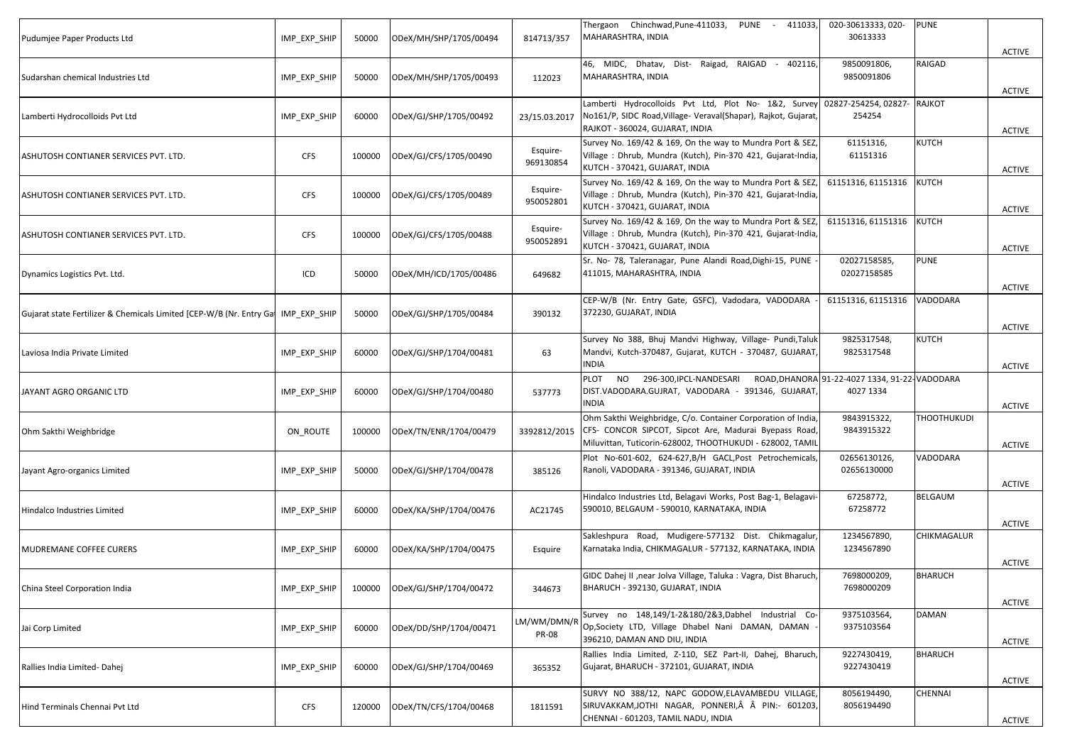| | | | | | | | | |
|---|---|---|---|---|---|---|---|---|
| Pudumjee Paper Products Ltd | IMP_EXP_SHIP | 50000 | ODeX/MH/SHP/1705/00494 | 814713/357 | Thergaon Chinchwad,Pune-411033, PUNE - 411033, MAHARASHTRA, INDIA | 020-30613333, 020-30613333 | PUNE | ACTIVE |
| Sudarshan chemical Industries Ltd | IMP_EXP_SHIP | 50000 | ODeX/MH/SHP/1705/00493 | 112023 | 46, MIDC, Dhatav, Dist- Raigad, RAIGAD - 402116, MAHARASHTRA, INDIA | 9850091806, 9850091806 | RAIGAD | ACTIVE |
| Lamberti Hydrocolloids Pvt Ltd | IMP_EXP_SHIP | 60000 | ODeX/GJ/SHP/1705/00492 | 23/15.03.2017 | Lamberti Hydrocolloids Pvt Ltd, Plot No- 1&2, Survey No161/P, SIDC Road,Village- Veraval(Shapar), Rajkot, Gujarat, RAJKOT - 360024, GUJARAT, INDIA | 02827-254254, 02827-254254 | RAJKOT | ACTIVE |
| ASHUTOSH CONTIANER SERVICES PVT. LTD. | CFS | 100000 | ODeX/GJ/CFS/1705/00490 | Esquire-969130854 | Survey No. 169/42 & 169, On the way to Mundra Port & SEZ, Village : Dhrub, Mundra (Kutch), Pin-370 421, Gujarat-India, KUTCH - 370421, GUJARAT, INDIA | 61151316, 61151316 | KUTCH | ACTIVE |
| ASHUTOSH CONTIANER SERVICES PVT. LTD. | CFS | 100000 | ODeX/GJ/CFS/1705/00489 | Esquire-950052801 | Survey No. 169/42 & 169, On the way to Mundra Port & SEZ, Village : Dhrub, Mundra (Kutch), Pin-370 421, Gujarat-India, KUTCH - 370421, GUJARAT, INDIA | 61151316, 61151316 | KUTCH | ACTIVE |
| ASHUTOSH CONTIANER SERVICES PVT. LTD. | CFS | 100000 | ODeX/GJ/CFS/1705/00488 | Esquire-950052891 | Survey No. 169/42 & 169, On the way to Mundra Port & SEZ, Village : Dhrub, Mundra (Kutch), Pin-370 421, Gujarat-India, KUTCH - 370421, GUJARAT, INDIA | 61151316, 61151316 | KUTCH | ACTIVE |
| Dynamics Logistics Pvt. Ltd. | ICD | 50000 | ODeX/MH/ICD/1705/00486 | 649682 | Sr. No- 78, Taleranagar, Pune Alandi Road,Dighi-15, PUNE - 411015, MAHARASHTRA, INDIA | 02027158585, 02027158585 | PUNE | ACTIVE |
| Gujarat state Fertilizer & Chemicals Limited [CEP-W/B (Nr. Entry Ga | IMP_EXP_SHIP | 50000 | ODeX/GJ/SHP/1705/00484 | 390132 | CEP-W/B (Nr. Entry Gate, GSFC), Vadodara, VADODARA - 372230, GUJARAT, INDIA | 61151316, 61151316 | VADODARA | ACTIVE |
| Laviosa India Private Limited | IMP_EXP_SHIP | 60000 | ODeX/GJ/SHP/1704/00481 | 63 | Survey No 388, Bhuj Mandvi Highway, Village- Pundi,Taluk Mandvi, Kutch-370487, Gujarat, KUTCH - 370487, GUJARAT, INDIA | 9825317548, 9825317548 | KUTCH | ACTIVE |
| JAYANT AGRO ORGANIC LTD | IMP_EXP_SHIP | 60000 | ODeX/GJ/SHP/1704/00480 | 537773 | PLOT NO 296-300,IPCL-NANDESARI ROAD,DHANORA DIST.VADODARA.GUJRAT, VADODARA - 391346, GUJARAT, INDIA | 91-22-4027 1334, 91-22-4027 1334 | VADODARA | ACTIVE |
| Ohm Sakthi Weighbridge | ON_ROUTE | 100000 | ODeX/TN/ENR/1704/00479 | 3392812/2015 | Ohm Sakthi Weighbridge, C/o. Container Corporation of India, CFS- CONCOR SIPCOT, Sipcot Are, Madurai Byepass Road, Miluvittan, Tuticorin-628002, THOOTHUKUDI - 628002, TAMIL | 9843915322, 9843915322 | THOOTHUKUDI | ACTIVE |
| Jayant Agro-organics Limited | IMP_EXP_SHIP | 50000 | ODeX/GJ/SHP/1704/00478 | 385126 | Plot No-601-602, 624-627,B/H GACL,Post Petrochemicals, Ranoli, VADODARA - 391346, GUJARAT, INDIA | 02656130126, 02656130000 | VADODARA | ACTIVE |
| Hindalco Industries Limited | IMP_EXP_SHIP | 60000 | ODeX/KA/SHP/1704/00476 | AC21745 | Hindalco Industries Ltd, Belagavi Works, Post Bag-1, Belagavi-590010, BELGAUM - 590010, KARNATAKA, INDIA | 67258772, 67258772 | BELGAUM | ACTIVE |
| MUDREMANE COFFEE CURERS | IMP_EXP_SHIP | 60000 | ODeX/KA/SHP/1704/00475 | Esquire | Sakleshpura Road, Mudigere-577132 Dist. Chikmagalur, Karnataka India, CHIKMAGALUR - 577132, KARNATAKA, INDIA | 1234567890, 1234567890 | CHIKMAGALUR | ACTIVE |
| China Steel Corporation India | IMP_EXP_SHIP | 100000 | ODeX/GJ/SHP/1704/00472 | 344673 | GIDC Dahej II ,near Jolva Village, Taluka : Vagra, Dist Bharuch, BHARUCH - 392130, GUJARAT, INDIA | 7698000209, 7698000209 | BHARUCH | ACTIVE |
| Jai Corp Limited | IMP_EXP_SHIP | 60000 | ODeX/DD/SHP/1704/00471 | LM/WM/DMN/R PR-08 | Survey no 148,149/1-2&180/2&3,Dabhel Industrial Co-Op,Society LTD, Village Dhabel Nani DAMAN, DAMAN - 396210, DAMAN AND DIU, INDIA | 9375103564, 9375103564 | DAMAN | ACTIVE |
| Rallies India Limited- Dahej | IMP_EXP_SHIP | 60000 | ODeX/GJ/SHP/1704/00469 | 365352 | Rallies India Limited, Z-110, SEZ Part-II, Dahej, Bharuch, Gujarat, BHARUCH - 372101, GUJARAT, INDIA | 9227430419, 9227430419 | BHARUCH | ACTIVE |
| Hind Terminals Chennai Pvt Ltd | CFS | 120000 | ODeX/TN/CFS/1704/00468 | 1811591 | SURVY NO 388/12, NAPC GODOW,ELAVAMBEDU VILLAGE, SIRUVAKKAM,JOTHI NAGAR, PONNERI,Â Â PIN:- 601203, CHENNAI - 601203, TAMIL NADU, INDIA | 8056194490, 8056194490 | CHENNAI | ACTIVE |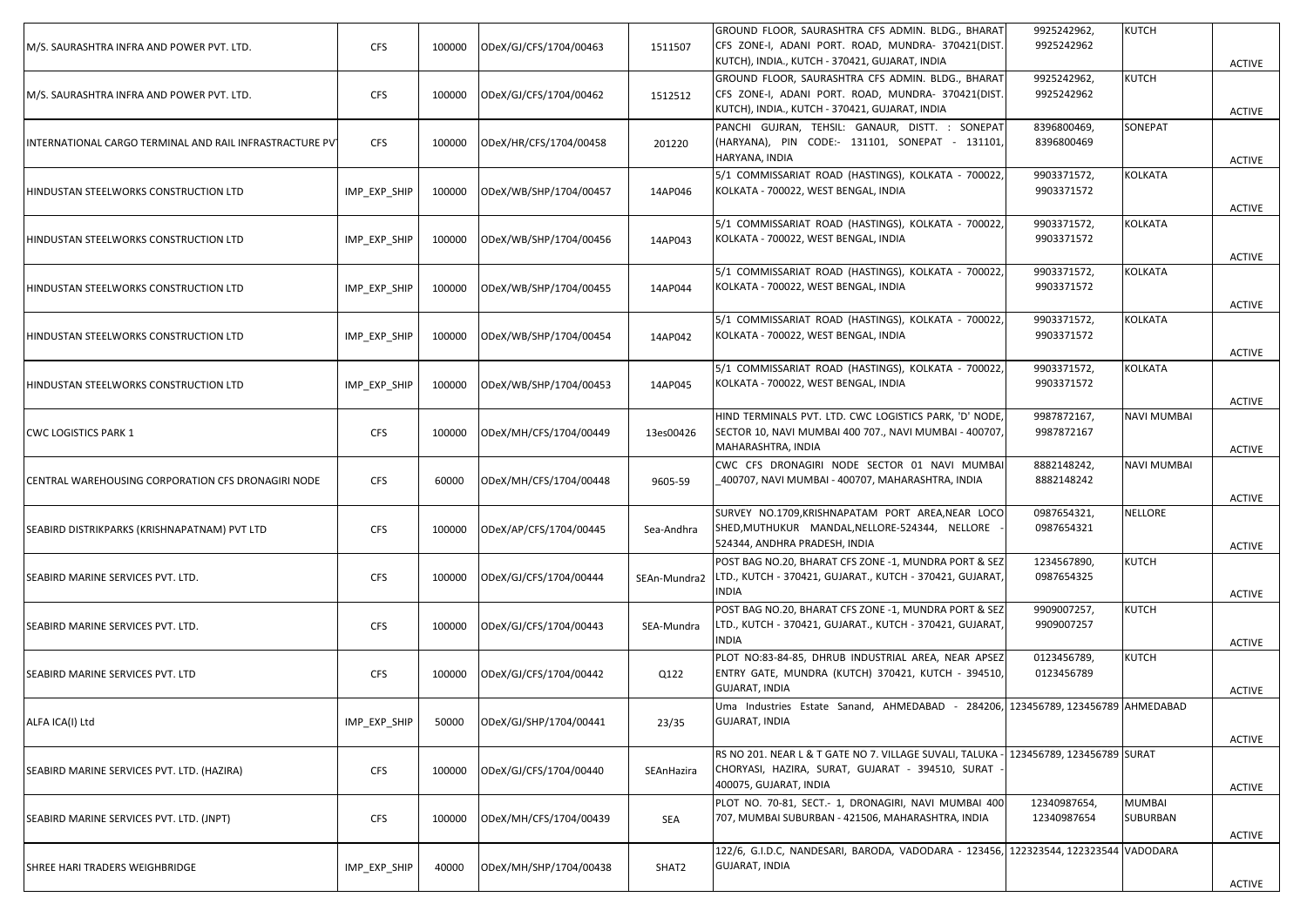| | | | | | | | | |
|---|---|---|---|---|---|---|---|---|
| M/S. SAURASHTRA INFRA AND POWER PVT. LTD. | CFS | 100000 | ODeX/GJ/CFS/1704/00463 | 1511507 | GROUND FLOOR, SAURASHTRA CFS ADMIN. BLDG., BHARAT CFS ZONE-I, ADANI PORT. ROAD, MUNDRA- 370421(DIST. KUTCH), INDIA., KUTCH - 370421, GUJARAT, INDIA | 9925242962, 9925242962 | KUTCH | ACTIVE |
| M/S. SAURASHTRA INFRA AND POWER PVT. LTD. | CFS | 100000 | ODeX/GJ/CFS/1704/00462 | 1512512 | GROUND FLOOR, SAURASHTRA CFS ADMIN. BLDG., BHARAT CFS ZONE-I, ADANI PORT. ROAD, MUNDRA- 370421(DIST. KUTCH), INDIA., KUTCH - 370421, GUJARAT, INDIA | 9925242962, 9925242962 | KUTCH | ACTIVE |
| INTERNATIONAL CARGO TERMINAL AND RAIL INFRASTRUCTURE PVT | CFS | 100000 | ODeX/HR/CFS/1704/00458 | 201220 | PANCHI GUJRAN, TEHSIL: GANAUR, DISTT. : SONEPAT (HARYANA), PIN CODE:- 131101, SONEPAT - 131101, HARYANA, INDIA | 8396800469, 8396800469 | SONEPAT | ACTIVE |
| HINDUSTAN STEELWORKS CONSTRUCTION LTD | IMP_EXP_SHIP | 100000 | ODeX/WB/SHP/1704/00457 | 14AP046 | 5/1 COMMISSARIAT ROAD (HASTINGS), KOLKATA - 700022, KOLKATA - 700022, WEST BENGAL, INDIA | 9903371572, 9903371572 | KOLKATA | ACTIVE |
| HINDUSTAN STEELWORKS CONSTRUCTION LTD | IMP_EXP_SHIP | 100000 | ODeX/WB/SHP/1704/00456 | 14AP043 | 5/1 COMMISSARIAT ROAD (HASTINGS), KOLKATA - 700022, KOLKATA - 700022, WEST BENGAL, INDIA | 9903371572, 9903371572 | KOLKATA | ACTIVE |
| HINDUSTAN STEELWORKS CONSTRUCTION LTD | IMP_EXP_SHIP | 100000 | ODeX/WB/SHP/1704/00455 | 14AP044 | 5/1 COMMISSARIAT ROAD (HASTINGS), KOLKATA - 700022, KOLKATA - 700022, WEST BENGAL, INDIA | 9903371572, 9903371572 | KOLKATA | ACTIVE |
| HINDUSTAN STEELWORKS CONSTRUCTION LTD | IMP_EXP_SHIP | 100000 | ODeX/WB/SHP/1704/00454 | 14AP042 | 5/1 COMMISSARIAT ROAD (HASTINGS), KOLKATA - 700022, KOLKATA - 700022, WEST BENGAL, INDIA | 9903371572, 9903371572 | KOLKATA | ACTIVE |
| HINDUSTAN STEELWORKS CONSTRUCTION LTD | IMP_EXP_SHIP | 100000 | ODeX/WB/SHP/1704/00453 | 14AP045 | 5/1 COMMISSARIAT ROAD (HASTINGS), KOLKATA - 700022, KOLKATA - 700022, WEST BENGAL, INDIA | 9903371572, 9903371572 | KOLKATA | ACTIVE |
| CWC LOGISTICS PARK 1 | CFS | 100000 | ODeX/MH/CFS/1704/00449 | 13es00426 | HIND TERMINALS PVT. LTD. CWC LOGISTICS PARK, 'D' NODE, SECTOR 10, NAVI MUMBAI 400 707., NAVI MUMBAI - 400707, MAHARASHTRA, INDIA | 9987872167, 9987872167 | NAVI MUMBAI | ACTIVE |
| CENTRAL WAREHOUSING CORPORATION CFS DRONAGIRI NODE | CFS | 60000 | ODeX/MH/CFS/1704/00448 | 9605-59 | CWC CFS DRONAGIRI NODE SECTOR 01 NAVI MUMBAI _400707, NAVI MUMBAI - 400707, MAHARASHTRA, INDIA | 8882148242, 8882148242 | NAVI MUMBAI | ACTIVE |
| SEABIRD DISTRIKPARKS (KRISHNAPATNAM) PVT LTD | CFS | 100000 | ODeX/AP/CFS/1704/00445 | Sea-Andhra | SURVEY NO.1709,KRISHNAPATAM PORT AREA,NEAR LOCO SHED,MUTHUKUR MANDAL,NELLORE-524344, NELLORE - 524344, ANDHRA PRADESH, INDIA | 0987654321, 0987654321 | NELLORE | ACTIVE |
| SEABIRD MARINE SERVICES PVT. LTD. | CFS | 100000 | ODeX/GJ/CFS/1704/00444 | SEAn-Mundra2 | POST BAG NO.20, BHARAT CFS ZONE -1, MUNDRA PORT & SEZ LTD., KUTCH - 370421, GUJARAT., KUTCH - 370421, GUJARAT, INDIA | 1234567890, 0987654325 | KUTCH | ACTIVE |
| SEABIRD MARINE SERVICES PVT. LTD. | CFS | 100000 | ODeX/GJ/CFS/1704/00443 | SEA-Mundra | POST BAG NO.20, BHARAT CFS ZONE -1, MUNDRA PORT & SEZ LTD., KUTCH - 370421, GUJARAT., KUTCH - 370421, GUJARAT, INDIA | 9909007257, 9909007257 | KUTCH | ACTIVE |
| SEABIRD MARINE SERVICES PVT. LTD | CFS | 100000 | ODeX/GJ/CFS/1704/00442 | Q122 | PLOT NO:83-84-85, DHRUB INDUSTRIAL AREA, NEAR APSEZ ENTRY GATE, MUNDRA (KUTCH) 370421, KUTCH - 394510, GUJARAT, INDIA | 0123456789, 0123456789 | KUTCH | ACTIVE |
| ALFA ICA(I) Ltd | IMP_EXP_SHIP | 50000 | ODeX/GJ/SHP/1704/00441 | 23/35 | Uma Industries Estate Sanand, AHMEDABAD - 284206, GUJARAT, INDIA | 123456789, 123456789 | AHMEDABAD | ACTIVE |
| SEABIRD MARINE SERVICES PVT. LTD. (HAZIRA) | CFS | 100000 | ODeX/GJ/CFS/1704/00440 | SEAnHazira | RS NO 201. NEAR L & T GATE NO 7. VILLAGE SUVALI, TALUKA - CHORYASI, HAZIRA, SURAT, GUJARAT - 394510, SURAT - 400075, GUJARAT, INDIA | 123456789, 123456789 | SURAT | ACTIVE |
| SEABIRD MARINE SERVICES PVT. LTD. (JNPT) | CFS | 100000 | ODeX/MH/CFS/1704/00439 | SEA | PLOT NO. 70-81, SECT.- 1, DRONAGIRI, NAVI MUMBAI 400 707, MUMBAI SUBURBAN - 421506, MAHARASHTRA, INDIA | 12340987654, 12340987654 | MUMBAI SUBURBAN | ACTIVE |
| SHREE HARI TRADERS WEIGHBRIDGE | IMP_EXP_SHIP | 40000 | ODeX/MH/SHP/1704/00438 | SHAT2 | 122/6, G.I.D.C, NANDESARI, BARODA, VADODARA - 123456, GUJARAT, INDIA | 122323544, 122323544 | VADODARA | ACTIVE |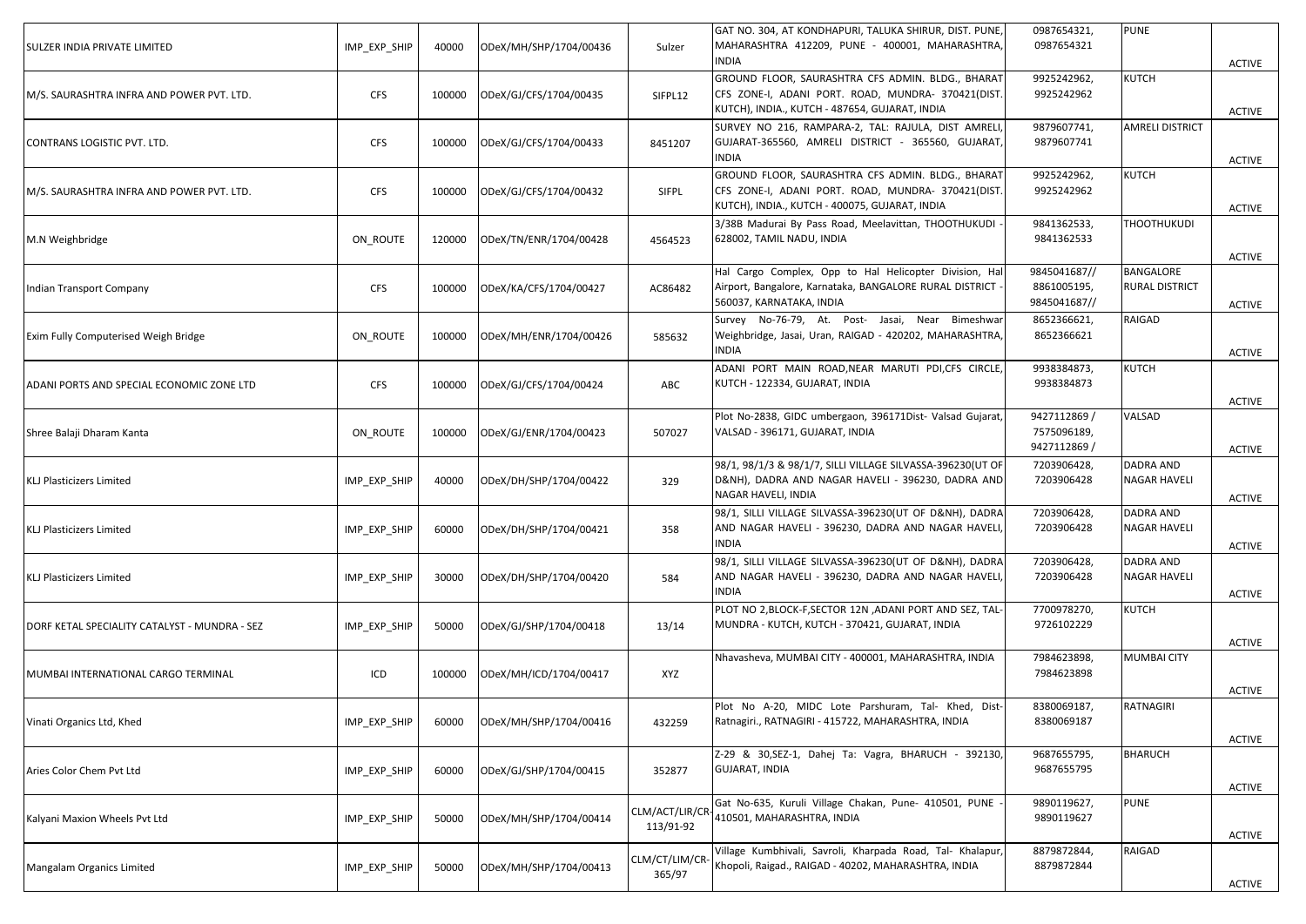| | | | | | | | | |
|---|---|---|---|---|---|---|---|---|
| SULZER INDIA PRIVATE LIMITED | IMP_EXP_SHIP | 40000 | ODeX/MH/SHP/1704/00436 | Sulzer | GAT NO. 304, AT KONDHAPURI, TALUKA SHIRUR, DIST. PUNE, MAHARASHTRA 412209, PUNE - 400001, MAHARASHTRA, INDIA | 0987654321, 0987654321 | PUNE | ACTIVE |
| M/S. SAURASHTRA INFRA AND POWER PVT. LTD. | CFS | 100000 | ODeX/GJ/CFS/1704/00435 | SIFPL12 | GROUND FLOOR, SAURASHTRA CFS ADMIN. BLDG., BHARAT CFS ZONE-I, ADANI PORT. ROAD, MUNDRA- 370421(DIST. KUTCH), INDIA., KUTCH - 487654, GUJARAT, INDIA | 9925242962, 9925242962 | KUTCH | ACTIVE |
| CONTRANS LOGISTIC PVT. LTD. | CFS | 100000 | ODeX/GJ/CFS/1704/00433 | 8451207 | SURVEY NO 216, RAMPARA-2, TAL: RAJULA, DIST AMRELI, GUJARAT-365560, AMRELI DISTRICT - 365560, GUJARAT, INDIA | 9879607741, 9879607741 | AMRELI DISTRICT | ACTIVE |
| M/S. SAURASHTRA INFRA AND POWER PVT. LTD. | CFS | 100000 | ODeX/GJ/CFS/1704/00432 | SIFPL | GROUND FLOOR, SAURASHTRA CFS ADMIN. BLDG., BHARAT CFS ZONE-I, ADANI PORT. ROAD, MUNDRA- 370421(DIST. KUTCH), INDIA., KUTCH - 400075, GUJARAT, INDIA | 9925242962, 9925242962 | KUTCH | ACTIVE |
| M.N Weighbridge | ON_ROUTE | 120000 | ODeX/TN/ENR/1704/00428 | 4564523 | 3/38B Madurai By Pass Road, Meelavittan, THOOTHUKUDI - 628002, TAMIL NADU, INDIA | 9841362533, 9841362533 | THOOTHUKUDI | ACTIVE |
| Indian Transport Company | CFS | 100000 | ODeX/KA/CFS/1704/00427 | AC86482 | Hal Cargo Complex, Opp to Hal Helicopter Division, Hal Airport, Bangalore, Karnataka, BANGALORE RURAL DISTRICT - 560037, KARNATAKA, INDIA | 9845041687// 8861005195, 9845041687// | BANGALORE RURAL DISTRICT | ACTIVE |
| Exim Fully Computerised Weigh Bridge | ON_ROUTE | 100000 | ODeX/MH/ENR/1704/00426 | 585632 | Survey No-76-79, At. Post- Jasai, Near Bimeshwar Weighbridge, Jasai, Uran, RAIGAD - 420202, MAHARASHTRA, INDIA | 8652366621, 8652366621 | RAIGAD | ACTIVE |
| ADANI PORTS AND SPECIAL ECONOMIC ZONE LTD | CFS | 100000 | ODeX/GJ/CFS/1704/00424 | ABC | ADANI PORT MAIN ROAD,NEAR MARUTI PDI,CFS CIRCLE, KUTCH - 122334, GUJARAT, INDIA | 9938384873, 9938384873 | KUTCH | ACTIVE |
| Shree Balaji Dharam Kanta | ON_ROUTE | 100000 | ODeX/GJ/ENR/1704/00423 | 507027 | Plot No-2838, GIDC umbergaon, 396171Dist- Valsad Gujarat, VALSAD - 396171, GUJARAT, INDIA | 9427112869 / 7575096189, 9427112869 / | VALSAD | ACTIVE |
| KLJ Plasticizers Limited | IMP_EXP_SHIP | 40000 | ODeX/DH/SHP/1704/00422 | 329 | 98/1, 98/1/3 & 98/1/7, SILLI VILLAGE SILVASSA-396230(UT OF D&NH), DADRA AND NAGAR HAVELI - 396230, DADRA AND NAGAR HAVELI, INDIA | 7203906428, 7203906428 | DADRA AND NAGAR HAVELI | ACTIVE |
| KLJ Plasticizers Limited | IMP_EXP_SHIP | 60000 | ODeX/DH/SHP/1704/00421 | 358 | 98/1, SILLI VILLAGE SILVASSA-396230(UT OF D&NH), DADRA AND NAGAR HAVELI - 396230, DADRA AND NAGAR HAVELI, INDIA | 7203906428, 7203906428 | DADRA AND NAGAR HAVELI | ACTIVE |
| KLJ Plasticizers Limited | IMP_EXP_SHIP | 30000 | ODeX/DH/SHP/1704/00420 | 584 | 98/1, SILLI VILLAGE SILVASSA-396230(UT OF D&NH), DADRA AND NAGAR HAVELI - 396230, DADRA AND NAGAR HAVELI, INDIA | 7203906428, 7203906428 | DADRA AND NAGAR HAVELI | ACTIVE |
| DORF KETAL SPECIALITY CATALYST - MUNDRA - SEZ | IMP_EXP_SHIP | 50000 | ODeX/GJ/SHP/1704/00418 | 13/14 | PLOT NO 2,BLOCK-F,SECTOR 12N ,ADANI PORT AND SEZ, TAL-MUNDRA - KUTCH, KUTCH - 370421, GUJARAT, INDIA | 7700978270, 9726102229 | KUTCH | ACTIVE |
| MUMBAI INTERNATIONAL CARGO TERMINAL | ICD | 100000 | ODeX/MH/ICD/1704/00417 | XYZ | Nhavasheva, MUMBAI CITY - 400001, MAHARASHTRA, INDIA | 7984623898, 7984623898 | MUMBAI CITY | ACTIVE |
| Vinati Organics Ltd, Khed | IMP_EXP_SHIP | 60000 | ODeX/MH/SHP/1704/00416 | 432259 | Plot No A-20, MIDC Lote Parshuram, Tal- Khed, Dist-Ratnagiri., RATNAGIRI - 415722, MAHARASHTRA, INDIA | 8380069187, 8380069187 | RATNAGIRI | ACTIVE |
| Aries Color Chem Pvt Ltd | IMP_EXP_SHIP | 60000 | ODeX/GJ/SHP/1704/00415 | 352877 | Z-29 & 30,SEZ-1, Dahej Ta: Vagra, BHARUCH - 392130, GUJARAT, INDIA | 9687655795, 9687655795 | BHARUCH | ACTIVE |
| Kalyani Maxion Wheels Pvt Ltd | IMP_EXP_SHIP | 50000 | ODeX/MH/SHP/1704/00414 | CLM/ACT/LIR/CR-113/91-92 | Gat No-635, Kuruli Village Chakan, Pune- 410501, PUNE - 410501, MAHARASHTRA, INDIA | 9890119627, 9890119627 | PUNE | ACTIVE |
| Mangalam Organics Limited | IMP_EXP_SHIP | 50000 | ODeX/MH/SHP/1704/00413 | CLM/CT/LIM/CR-365/97 | Village Kumbhivali, Savroli, Kharpada Road, Tal- Khalapur, Khopoli, Raigad., RAIGAD - 40202, MAHARASHTRA, INDIA | 8879872844, 8879872844 | RAIGAD | ACTIVE |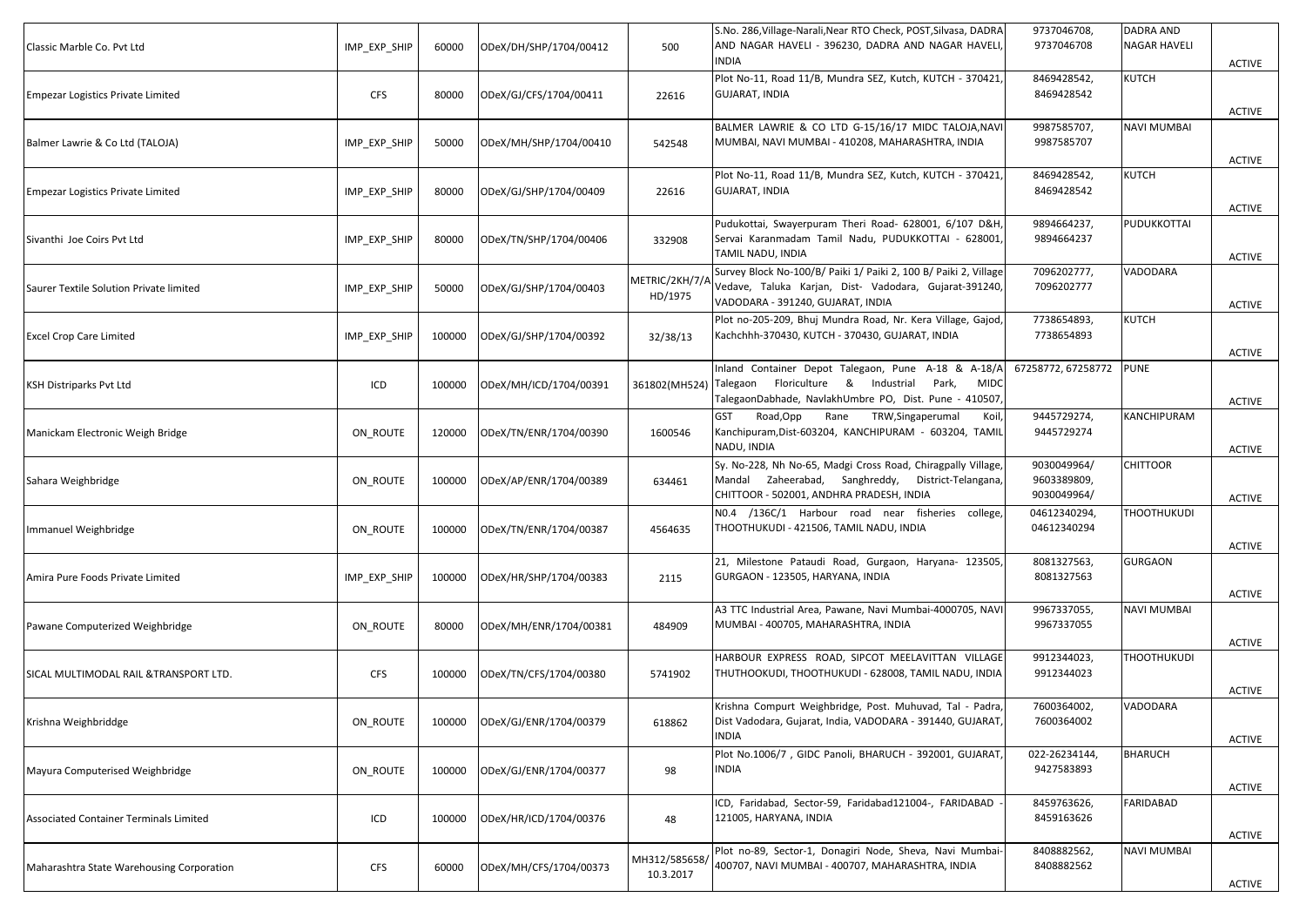| | | | | | | | | |
|---|---|---|---|---|---|---|---|---|
| Classic Marble Co. Pvt Ltd | IMP_EXP_SHIP | 60000 | ODeX/DH/SHP/1704/00412 | 500 | S.No. 286,Village-Narali,Near RTO Check, POST,Silvasa, DADRA AND NAGAR HAVELI - 396230, DADRA AND NAGAR HAVELI, INDIA | 9737046708, 9737046708 | DADRA AND NAGAR HAVELI | ACTIVE |
| Empezar Logistics Private Limited | CFS | 80000 | ODeX/GJ/CFS/1704/00411 | 22616 | Plot No-11, Road 11/B, Mundra SEZ, Kutch, KUTCH - 370421, GUJARAT, INDIA | 8469428542, 8469428542 | KUTCH | ACTIVE |
| Balmer Lawrie & Co Ltd (TALOJA) | IMP_EXP_SHIP | 50000 | ODeX/MH/SHP/1704/00410 | 542548 | BALMER LAWRIE & CO LTD G-15/16/17 MIDC TALOJA,NAVI MUMBAI, NAVI MUMBAI - 410208, MAHARASHTRA, INDIA | 9987585707, 9987585707 | NAVI MUMBAI | ACTIVE |
| Empezar Logistics Private Limited | IMP_EXP_SHIP | 80000 | ODeX/GJ/SHP/1704/00409 | 22616 | Plot No-11, Road 11/B, Mundra SEZ, Kutch, KUTCH - 370421, GUJARAT, INDIA | 8469428542, 8469428542 | KUTCH | ACTIVE |
| Sivanthi Joe Coirs Pvt Ltd | IMP_EXP_SHIP | 80000 | ODeX/TN/SHP/1704/00406 | 332908 | Pudukottai, Swayerpuram Theri Road- 628001, 6/107 D&H, Servai Karanmadam Tamil Nadu, PUDUKKOTTAI - 628001, TAMIL NADU, INDIA | 9894664237, 9894664237 | PUDUKKOTTAI | ACTIVE |
| Saurer Textile Solution Private limited | IMP_EXP_SHIP | 50000 | ODeX/GJ/SHP/1704/00403 | METRIC/2KH/7/AHD/1975 | Survey Block No-100/B/ Paiki 1/ Paiki 2, 100 B/ Paiki 2, Village Vedave, Taluka Karjan, Dist- Vadodara, Gujarat-391240, VADODARA - 391240, GUJARAT, INDIA | 7096202777, 7096202777 | VADODARA | ACTIVE |
| Excel Crop Care Limited | IMP_EXP_SHIP | 100000 | ODeX/GJ/SHP/1704/00392 | 32/38/13 | Plot no-205-209, Bhuj Mundra Road, Nr. Kera Village, Gajod, Kachchhh-370430, KUTCH - 370430, GUJARAT, INDIA | 7738654893, 7738654893 | KUTCH | ACTIVE |
| KSH Distriparks Pvt Ltd | ICD | 100000 | ODeX/MH/ICD/1704/00391 | 361802(MH524) | Inland Container Depot Talegaon, Pune A-18 & A-18/A Talegaon Floriculture & Industrial Park, MIDC TalegaonDabhade, NavlakhUmbre PO, Dist. Pune - 410507, | 67258772, 67258772 | PUNE | ACTIVE |
| Manickam Electronic Weigh Bridge | ON_ROUTE | 120000 | ODeX/TN/ENR/1704/00390 | 1600546 | GST Road,Opp Rane TRW,Singaperumal Koil, Kanchipuram,Dist-603204, KANCHIPURAM - 603204, TAMIL NADU, INDIA | 9445729274, 9445729274 | KANCHIPURAM | ACTIVE |
| Sahara Weighbridge | ON_ROUTE | 100000 | ODeX/AP/ENR/1704/00389 | 634461 | Sy. No-228, Nh No-65, Madgi Cross Road, Chiragpally Village, Mandal Zaheerabad, Sanghreddy, District-Telangana, CHITTOOR - 502001, ANDHRA PRADESH, INDIA | 9030049964/ 9603389809, 9030049964/ | CHITTOOR | ACTIVE |
| Immanuel Weighbridge | ON_ROUTE | 100000 | ODeX/TN/ENR/1704/00387 | 4564635 | N0.4 /136C/1 Harbour road near fisheries college, THOOTHUKUDI - 421506, TAMIL NADU, INDIA | 04612340294, 04612340294 | THOOTHUKUDI | ACTIVE |
| Amira Pure Foods Private Limited | IMP_EXP_SHIP | 100000 | ODeX/HR/SHP/1704/00383 | 2115 | 21, Milestone Pataudi Road, Gurgaon, Haryana- 123505, GURGAON - 123505, HARYANA, INDIA | 8081327563, 8081327563 | GURGAON | ACTIVE |
| Pawane Computerized Weighbridge | ON_ROUTE | 80000 | ODeX/MH/ENR/1704/00381 | 484909 | A3 TTC Industrial Area, Pawane, Navi Mumbai-4000705, NAVI MUMBAI - 400705, MAHARASHTRA, INDIA | 9967337055, 9967337055 | NAVI MUMBAI | ACTIVE |
| SICAL MULTIMODAL RAIL &TRANSPORT LTD. | CFS | 100000 | ODeX/TN/CFS/1704/00380 | 5741902 | HARBOUR EXPRESS ROAD, SIPCOT MEELAVITTAN VILLAGE THUTHOOKUDI, THOOTHUKUDI - 628008, TAMIL NADU, INDIA | 9912344023, 9912344023 | THOOTHUKUDI | ACTIVE |
| Krishna Weighbriddge | ON_ROUTE | 100000 | ODeX/GJ/ENR/1704/00379 | 618862 | Krishna Compurt Weighbridge, Post. Muhuvad, Tal - Padra, Dist Vadodara, Gujarat, India, VADODARA - 391440, GUJARAT, INDIA | 7600364002, 7600364002 | VADODARA | ACTIVE |
| Mayura Computerised Weighbridge | ON_ROUTE | 100000 | ODeX/GJ/ENR/1704/00377 | 98 | Plot No.1006/7 , GIDC Panoli, BHARUCH - 392001, GUJARAT, INDIA | 022-26234144, 9427583893 | BHARUCH | ACTIVE |
| Associated Container Terminals Limited | ICD | 100000 | ODeX/HR/ICD/1704/00376 | 48 | ICD, Faridabad, Sector-59, Faridabad121004-, FARIDABAD - 121005, HARYANA, INDIA | 8459763626, 8459163626 | FARIDABAD | ACTIVE |
| Maharashtra State Warehousing Corporation | CFS | 60000 | ODeX/MH/CFS/1704/00373 | MH312/585658/10.3.2017 | Plot no-89, Sector-1, Donagiri Node, Sheva, Navi Mumbai-400707, NAVI MUMBAI - 400707, MAHARASHTRA, INDIA | 8408882562, 8408882562 | NAVI MUMBAI | ACTIVE |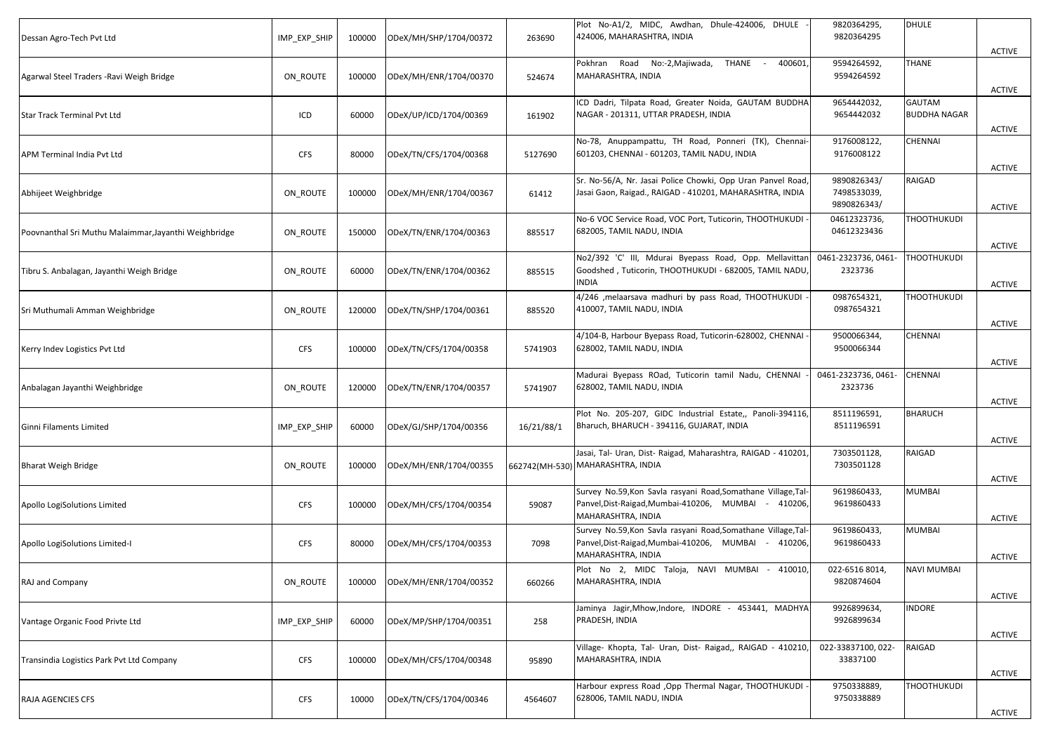| | | | | | | | | |
|---|---|---|---|---|---|---|---|---|
| Dessan Agro-Tech Pvt Ltd | IMP_EXP_SHIP | 100000 | ODeX/MH/SHP/1704/00372 | 263690 | Plot No-A1/2, MIDC, Awdhan, Dhule-424006, DHULE - 424006, MAHARASHTRA, INDIA | 9820364295, 9820364295 | DHULE | ACTIVE |
| Agarwal Steel Traders -Ravi Weigh Bridge | ON_ROUTE | 100000 | ODeX/MH/ENR/1704/00370 | 524674 | Pokhran Road No:-2,Majiwada, THANE - 400601, MAHARASHTRA, INDIA | 9594264592, 9594264592 | THANE | ACTIVE |
| Star Track Terminal Pvt Ltd | ICD | 60000 | ODeX/UP/ICD/1704/00369 | 161902 | ICD Dadri, Tilpata Road, Greater Noida, GAUTAM BUDDHA NAGAR - 201311, UTTAR PRADESH, INDIA | 9654442032, 9654442032 | GAUTAM BUDDHA NAGAR | ACTIVE |
| APM Terminal India Pvt Ltd | CFS | 80000 | ODeX/TN/CFS/1704/00368 | 5127690 | No-78, Anuppampattu, TH Road, Ponneri (TK), Chennai-601203, CHENNAI - 601203, TAMIL NADU, INDIA | 9176008122, 9176008122 | CHENNAI | ACTIVE |
| Abhijeet Weighbridge | ON_ROUTE | 100000 | ODeX/MH/ENR/1704/00367 | 61412 | Sr. No-56/A, Nr. Jasai Police Chowki, Opp Uran Panvel Road, Jasai Gaon, Raigad., RAIGAD - 410201, MAHARASHTRA, INDIA | 9890826343/ 7498533039, 9890826343/ | RAIGAD | ACTIVE |
| Poovnanthal Sri Muthu Malaimmar,Jayanthi Weighbridge | ON_ROUTE | 150000 | ODeX/TN/ENR/1704/00363 | 885517 | No-6 VOC Service Road, VOC Port, Tuticorin, THOOTHUKUDI - 682005, TAMIL NADU, INDIA | 04612323736, 04612323436 | THOOTHUKUDI | ACTIVE |
| Tibru S. Anbalagan, Jayanthi Weigh Bridge | ON_ROUTE | 60000 | ODeX/TN/ENR/1704/00362 | 885515 | No2/392 'C' III, Mdurai Byepass Road, Opp. Mellavittan Goodshed , Tuticorin, THOOTHUKUDI - 682005, TAMIL NADU, INDIA | 0461-2323736, 0461-2323736 | THOOTHUKUDI | ACTIVE |
| Sri Muthumali Amman Weighbridge | ON_ROUTE | 120000 | ODeX/TN/SHP/1704/00361 | 885520 | 4/246 ,melaarsava madhuri by pass Road, THOOTHUKUDI - 410007, TAMIL NADU, INDIA | 0987654321, 0987654321 | THOOTHUKUDI | ACTIVE |
| Kerry Indev Logistics Pvt Ltd | CFS | 100000 | ODeX/TN/CFS/1704/00358 | 5741903 | 4/104-B, Harbour Byepass Road, Tuticorin-628002, CHENNAI - 628002, TAMIL NADU, INDIA | 9500066344, 9500066344 | CHENNAI | ACTIVE |
| Anbalagan Jayanthi Weighbridge | ON_ROUTE | 120000 | ODeX/TN/ENR/1704/00357 | 5741907 | Madurai Byepass ROad, Tuticorin tamil Nadu, CHENNAI - 628002, TAMIL NADU, INDIA | 0461-2323736, 0461-2323736 | CHENNAI | ACTIVE |
| Ginni Filaments Limited | IMP_EXP_SHIP | 60000 | ODeX/GJ/SHP/1704/00356 | 16/21/88/1 | Plot No. 205-207, GIDC Industrial Estate,, Panoli-394116, Bharuch, BHARUCH - 394116, GUJARAT, INDIA | 8511196591, 8511196591 | BHARUCH | ACTIVE |
| Bharat Weigh Bridge | ON_ROUTE | 100000 | ODeX/MH/ENR/1704/00355 | 662742(MH-530) | Jasai, Tal- Uran, Dist- Raigad, Maharashtra, RAIGAD - 410201, MAHARASHTRA, INDIA | 7303501128, 7303501128 | RAIGAD | ACTIVE |
| Apollo LogiSolutions Limited | CFS | 100000 | ODeX/MH/CFS/1704/00354 | 59087 | Survey No.59,Kon Savla rasyani Road,Somathane Village,Tal-Panvel,Dist-Raigad,Mumbai-410206, MUMBAI - 410206, MAHARASHTRA, INDIA | 9619860433, 9619860433 | MUMBAI | ACTIVE |
| Apollo LogiSolutions Limited-I | CFS | 80000 | ODeX/MH/CFS/1704/00353 | 7098 | Survey No.59,Kon Savla rasyani Road,Somathane Village,Tal-Panvel,Dist-Raigad,Mumbai-410206, MUMBAI - 410206, MAHARASHTRA, INDIA | 9619860433, 9619860433 | MUMBAI | ACTIVE |
| RAJ and Company | ON_ROUTE | 100000 | ODeX/MH/ENR/1704/00352 | 660266 | Plot No 2, MIDC Taloja, NAVI MUMBAI - 410010, MAHARASHTRA, INDIA | 022-6516 8014, 9820874604 | NAVI MUMBAI | ACTIVE |
| Vantage Organic Food Privte Ltd | IMP_EXP_SHIP | 60000 | ODeX/MP/SHP/1704/00351 | 258 | Jaminya Jagir,Mhow,Indore, INDORE - 453441, MADHYA PRADESH, INDIA | 9926899634, 9926899634 | INDORE | ACTIVE |
| Transindia Logistics Park Pvt Ltd Company | CFS | 100000 | ODeX/MH/CFS/1704/00348 | 95890 | Village- Khopta, Tal- Uran, Dist- Raigad,, RAIGAD - 410210, MAHARASHTRA, INDIA | 022-33837100, 022-33837100 | RAIGAD | ACTIVE |
| RAJA AGENCIES CFS | CFS | 10000 | ODeX/TN/CFS/1704/00346 | 4564607 | Harbour express Road ,Opp Thermal Nagar, THOOTHUKUDI - 628006, TAMIL NADU, INDIA | 9750338889, 9750338889 | THOOTHUKUDI | ACTIVE |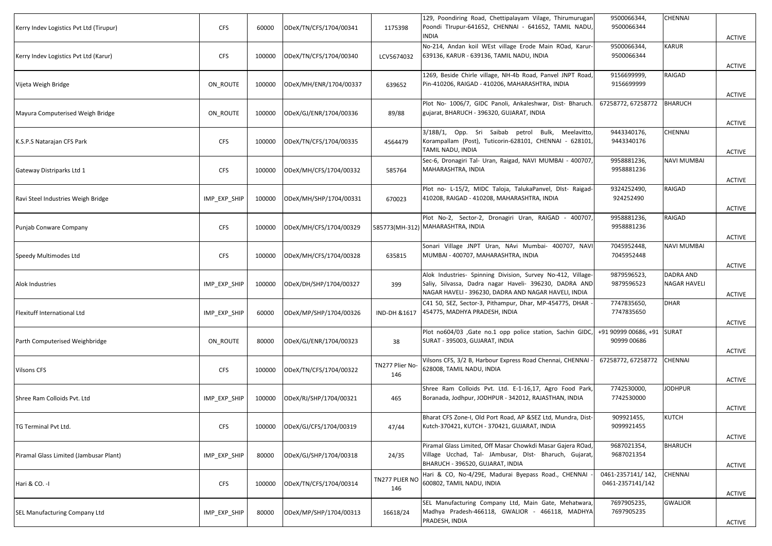| | | | | | | | | |
|---|---|---|---|---|---|---|---|---|
| Kerry Indev Logistics Pvt Ltd (Tirupur) | CFS | 60000 | ODeX/TN/CFS/1704/00341 | 1175398 | 129, Poondiring Road, Chettipalayam Vilage, Thirumurugan Poondi TIrupur-641652, CHENNAI - 641652, TAMIL NADU, INDIA | 9500066344, 9500066344 | CHENNAI | ACTIVE |
| Kerry Indev Logistics Pvt Ltd (Karur) | CFS | 100000 | ODeX/TN/CFS/1704/00340 | LCV5674032 | No-214, Andan koil WEst village Erode Main ROad, Karur-639136, KARUR - 639136, TAMIL NADU, INDIA | 9500066344, 9500066344 | KARUR | ACTIVE |
| Vijeta Weigh Bridge | ON_ROUTE | 100000 | ODeX/MH/ENR/1704/00337 | 639652 | 1269, Beside Chirle village, NH-4b Road, Panvel JNPT Road, Pin-410206, RAIGAD - 410206, MAHARASHTRA, INDIA | 9156699999, 9156699999 | RAIGAD | ACTIVE |
| Mayura Computerised Weigh Bridge | ON_ROUTE | 100000 | ODeX/GJ/ENR/1704/00336 | 89/88 | Plot No- 1006/7, GIDC Panoli, Ankaleshwar, Dist- Bharuch. gujarat, BHARUCH - 396320, GUJARAT, INDIA | 67258772, 67258772 | BHARUCH | ACTIVE |
| K.S.P.S Natarajan CFS Park | CFS | 100000 | ODeX/TN/CFS/1704/00335 | 4564479 | 3/18B/1, Opp. Sri Saibab petrol Bulk, Meelavitto, Korampallam (Post), Tuticorin-628101, CHENNAI - 628101, TAMIL NADU, INDIA | 9443340176, 9443340176 | CHENNAI | ACTIVE |
| Gateway Distriparks Ltd 1 | CFS | 100000 | ODeX/MH/CFS/1704/00332 | 585764 | Sec-6, Dronagiri Tal- Uran, Raigad, NAVI MUMBAI - 400707, MAHARASHTRA, INDIA | 9958881236, 9958881236 | NAVI MUMBAI | ACTIVE |
| Ravi Steel Industries Weigh Bridge | IMP_EXP_SHIP | 100000 | ODeX/MH/SHP/1704/00331 | 670023 | Plot no- L-15/2, MIDC Taloja, TalukaPanvel, DIst- Raigad-410208, RAIGAD - 410208, MAHARASHTRA, INDIA | 9324252490, 924252490 | RAIGAD | ACTIVE |
| Punjab Conware Company | CFS | 100000 | ODeX/MH/CFS/1704/00329 | 585773(MH-312) | Plot No-2, Sector-2, Dronagiri Uran, RAIGAD - 400707, MAHARASHTRA, INDIA | 9958881236, 9958881236 | RAIGAD | ACTIVE |
| Speedy Multimodes Ltd | CFS | 100000 | ODeX/MH/CFS/1704/00328 | 635815 | Sonari Village JNPT Uran, NAvi Mumbai- 400707, NAVI MUMBAI - 400707, MAHARASHTRA, INDIA | 7045952448, 7045952448 | NAVI MUMBAI | ACTIVE |
| Alok Industries | IMP_EXP_SHIP | 100000 | ODeX/DH/SHP/1704/00327 | 399 | Alok Industries- Spinning Division, Survey No-412, Village-Saliy, Silvassa, Dadra nagar Haveli- 396230, DADRA AND NAGAR HAVELI - 396230, DADRA AND NAGAR HAVELI, INDIA | 9879596523, 9879596523 | DADRA AND NAGAR HAVELI | ACTIVE |
| Flexituff International Ltd | IMP_EXP_SHIP | 60000 | ODeX/MP/SHP/1704/00326 | IND-DH &1617 | C41 50, SEZ, Sector-3, Pithampur, Dhar, MP-454775, DHAR - 454775, MADHYA PRADESH, INDIA | 7747835650, 7747835650 | DHAR | ACTIVE |
| Parth Computerised Weighbridge | ON_ROUTE | 80000 | ODeX/GJ/ENR/1704/00323 | 38 | Plot no604/03 ,Gate no.1 opp police station, Sachin GIDC, SURAT - 395003, GUJARAT, INDIA | +91 90999 00686, +91 90999 00686 | SURAT | ACTIVE |
| Vilsons CFS | CFS | 100000 | ODeX/TN/CFS/1704/00322 | TN277 Plier No-146 | Vilsons CFS, 3/2 B, Harbour Express Road Chennai, CHENNAI - 628008, TAMIL NADU, INDIA | 67258772, 67258772 | CHENNAI | ACTIVE |
| Shree Ram Colloids Pvt. Ltd | IMP_EXP_SHIP | 100000 | ODeX/RJ/SHP/1704/00321 | 465 | Shree Ram Colloids Pvt. Ltd. E-1-16,17, Agro Food Park, Boranada, Jodhpur, JODHPUR - 342012, RAJASTHAN, INDIA | 7742530000, 7742530000 | JODHPUR | ACTIVE |
| TG Terminal Pvt Ltd. | CFS | 100000 | ODeX/GJ/CFS/1704/00319 | 47/44 | Bharat CFS Zone-I, Old Port Road, AP &SEZ Ltd, Mundra, Dist-Kutch-370421, KUTCH - 370421, GUJARAT, INDIA | 909921455, 9099921455 | KUTCH | ACTIVE |
| Piramal Glass Limited (Jambusar Plant) | IMP_EXP_SHIP | 80000 | ODeX/GJ/SHP/1704/00318 | 24/35 | Piramal Glass Limited, Off Masar Chowkdi Masar Gajera ROad, Village Ucchad, Tal- JAmbusar, DIst- Bharuch, Gujarat, BHARUCH - 396520, GUJARAT, INDIA | 9687021354, 9687021354 | BHARUCH | ACTIVE |
| Hari & CO. -I | CFS | 100000 | ODeX/TN/CFS/1704/00314 | TN277 PLIER NO 146 | Hari & CO, No-4/29E, Madurai Byepass Road., CHENNAI - 600802, TAMIL NADU, INDIA | 0461-2357141/ 142, 0461-2357141/142 | CHENNAI | ACTIVE |
| SEL Manufacturing Company Ltd | IMP_EXP_SHIP | 80000 | ODeX/MP/SHP/1704/00313 | 16618/24 | SEL Manufacturing Company Ltd, Main Gate, Mehatwara, Madhya Pradesh-466118, GWALIOR - 466118, MADHYA PRADESH, INDIA | 7697905235, 7697905235 | GWALIOR | ACTIVE |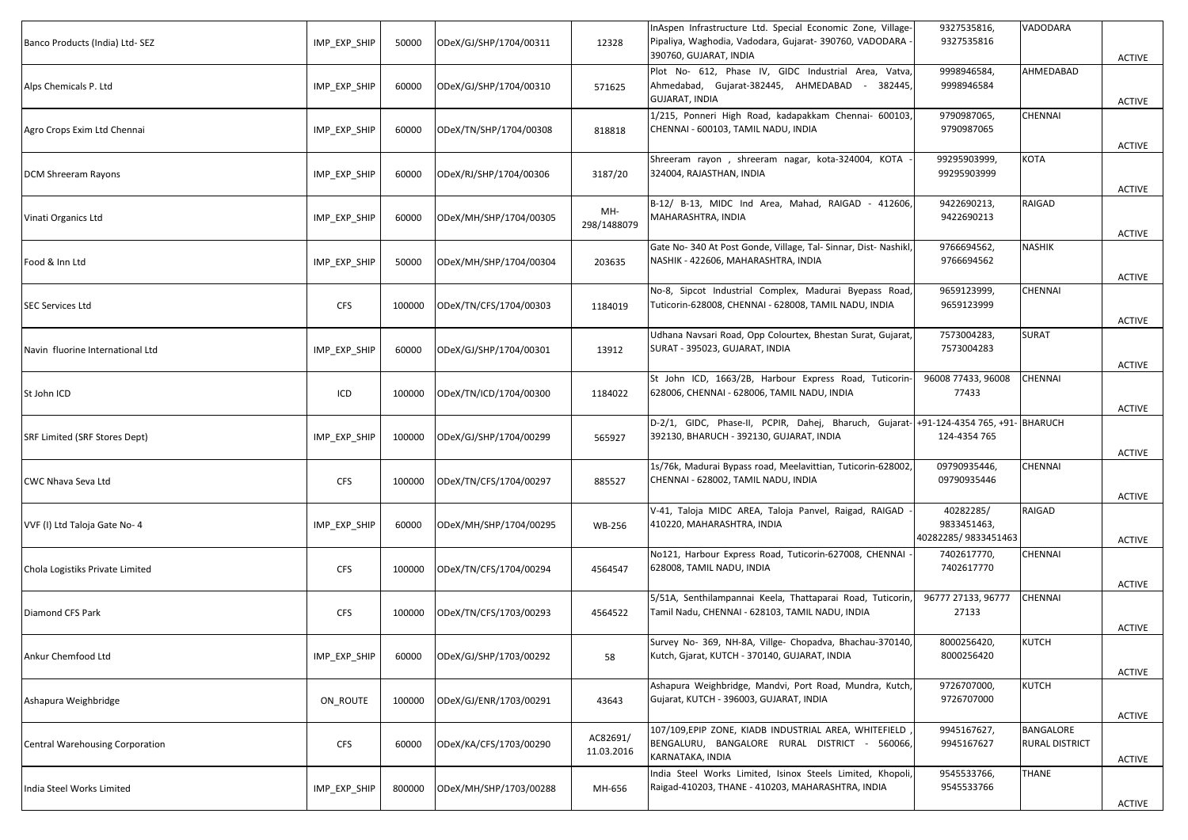| | | | | | | | | |
|---|---|---|---|---|---|---|---|---|
| Banco Products (India) Ltd- SEZ | IMP_EXP_SHIP | 50000 | ODeX/GJ/SHP/1704/00311 | 12328 | InAspen Infrastructure Ltd. Special Economic Zone, Village- Pipaliya, Waghodia, Vadodara, Gujarat- 390760, VADODARA - 390760, GUJARAT, INDIA | 9327535816, 9327535816 | VADODARA | ACTIVE |
| Alps Chemicals P. Ltd | IMP_EXP_SHIP | 60000 | ODeX/GJ/SHP/1704/00310 | 571625 | Plot No- 612, Phase IV, GIDC Industrial Area, Vatva, Ahmedabad, Gujarat-382445, AHMEDABAD - 382445, GUJARAT, INDIA | 9998946584, 9998946584 | AHMEDABAD | ACTIVE |
| Agro Crops Exim Ltd Chennai | IMP_EXP_SHIP | 60000 | ODeX/TN/SHP/1704/00308 | 818818 | 1/215, Ponneri High Road, kadapakkam Chennai- 600103, CHENNAI - 600103, TAMIL NADU, INDIA | 9790987065, 9790987065 | CHENNAI | ACTIVE |
| DCM Shreeram Rayons | IMP_EXP_SHIP | 60000 | ODeX/RJ/SHP/1704/00306 | 3187/20 | Shreeram rayon , shreeram nagar, kota-324004, KOTA - 324004, RAJASTHAN, INDIA | 99295903999, 99295903999 | KOTA | ACTIVE |
| Vinati Organics Ltd | IMP_EXP_SHIP | 60000 | ODeX/MH/SHP/1704/00305 | MH-298/1488079 | B-12/ B-13, MIDC Ind Area, Mahad, RAIGAD - 412606, MAHARASHTRA, INDIA | 9422690213, 9422690213 | RAIGAD | ACTIVE |
| Food & Inn Ltd | IMP_EXP_SHIP | 50000 | ODeX/MH/SHP/1704/00304 | 203635 | Gate No- 340 At Post Gonde, Village, Tal- Sinnar, Dist- Nashikl, NASHIK - 422606, MAHARASHTRA, INDIA | 9766694562, 9766694562 | NASHIK | ACTIVE |
| SEC Services Ltd | CFS | 100000 | ODeX/TN/CFS/1704/00303 | 1184019 | No-8, Sipcot Industrial Complex, Madurai Byepass Road, Tuticorin-628008, CHENNAI - 628008, TAMIL NADU, INDIA | 9659123999, 9659123999 | CHENNAI | ACTIVE |
| Navin fluorine International Ltd | IMP_EXP_SHIP | 60000 | ODeX/GJ/SHP/1704/00301 | 13912 | Udhana Navsari Road, Opp Colourtex, Bhestan Surat, Gujarat, SURAT - 395023, GUJARAT, INDIA | 7573004283, 7573004283 | SURAT | ACTIVE |
| St John ICD | ICD | 100000 | ODeX/TN/ICD/1704/00300 | 1184022 | St John ICD, 1663/2B, Harbour Express Road, Tuticorin-628006, CHENNAI - 628006, TAMIL NADU, INDIA | 96008 77433, 96008 77433 | CHENNAI | ACTIVE |
| SRF Limited (SRF Stores Dept) | IMP_EXP_SHIP | 100000 | ODeX/GJ/SHP/1704/00299 | 565927 | D-2/1, GIDC, Phase-II, PCPIR, Dahej, Bharuch, Gujarat-392130, BHARUCH - 392130, GUJARAT, INDIA | +91-124-4354 765, +91-124-4354 765 | BHARUCH | ACTIVE |
| CWC Nhava Seva Ltd | CFS | 100000 | ODeX/TN/CFS/1704/00297 | 885527 | 1s/76k, Madurai Bypass road, Meelavittian, Tuticorin-628002, CHENNAI - 628002, TAMIL NADU, INDIA | 09790935446, 09790935446 | CHENNAI | ACTIVE |
| VVF (I) Ltd Taloja Gate No- 4 | IMP_EXP_SHIP | 60000 | ODeX/MH/SHP/1704/00295 | WB-256 | V-41, Taloja MIDC AREA, Taloja Panvel, Raigad, RAIGAD - 410220, MAHARASHTRA, INDIA | 40282285/ 9833451463, 40282285/ 9833451463 | RAIGAD | ACTIVE |
| Chola Logistiks Private Limited | CFS | 100000 | ODeX/TN/CFS/1704/00294 | 4564547 | No121, Harbour Express Road, Tuticorin-627008, CHENNAI - 628008, TAMIL NADU, INDIA | 7402617770, 7402617770 | CHENNAI | ACTIVE |
| Diamond CFS Park | CFS | 100000 | ODeX/TN/CFS/1703/00293 | 4564522 | 5/51A, Senthilampannai Keela, Thattaparai Road, Tuticorin, Tamil Nadu, CHENNAI - 628103, TAMIL NADU, INDIA | 96777 27133, 96777 27133 | CHENNAI | ACTIVE |
| Ankur Chemfood Ltd | IMP_EXP_SHIP | 60000 | ODeX/GJ/SHP/1703/00292 | 58 | Survey No- 369, NH-8A, Villge- Chopadva, Bhachau-370140, Kutch, Gjarat, KUTCH - 370140, GUJARAT, INDIA | 8000256420, 8000256420 | KUTCH | ACTIVE |
| Ashapura Weighbridge | ON_ROUTE | 100000 | ODeX/GJ/ENR/1703/00291 | 43643 | Ashapura Weighbridge, Mandvi, Port Road, Mundra, Kutch, Gujarat, KUTCH - 396003, GUJARAT, INDIA | 9726707000, 9726707000 | KUTCH | ACTIVE |
| Central Warehousing Corporation | CFS | 60000 | ODeX/KA/CFS/1703/00290 | AC82691/ 11.03.2016 | 107/109,EPIP ZONE, KIADB INDUSTRIAL AREA, WHITEFIELD , BENGALURU, BANGALORE RURAL DISTRICT - 560066, KARNATAKA, INDIA | 9945167627, 9945167627 | BANGALORE RURAL DISTRICT | ACTIVE |
| India Steel Works Limited | IMP_EXP_SHIP | 800000 | ODeX/MH/SHP/1703/00288 | MH-656 | India Steel Works Limited, Isinox Steels Limited, Khopoli, Raigad-410203, THANE - 410203, MAHARASHTRA, INDIA | 9545533766, 9545533766 | THANE | ACTIVE |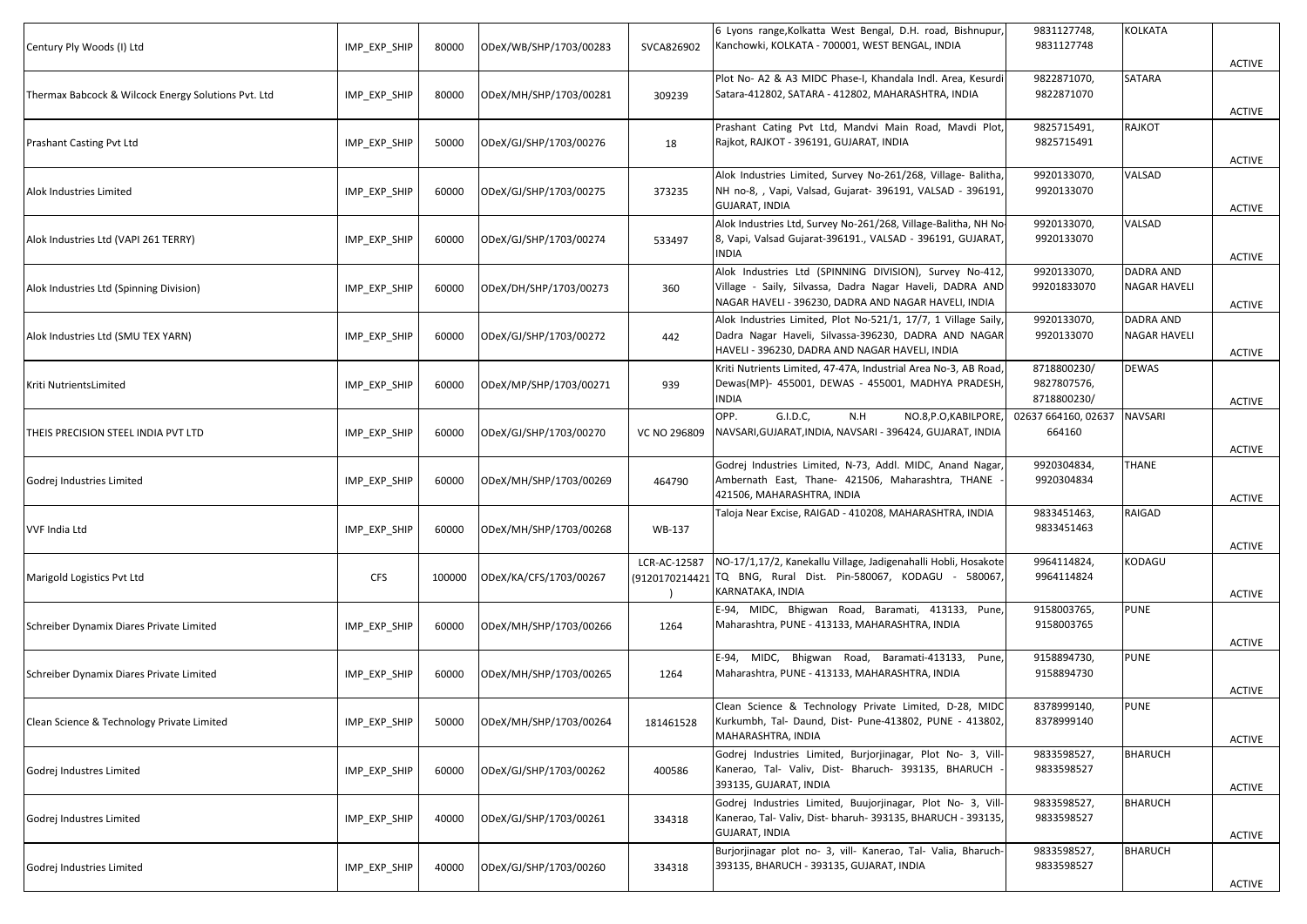| | | | | | | | | |
|---|---|---|---|---|---|---|---|---|
| Century Ply Woods (I) Ltd | IMP_EXP_SHIP | 80000 | ODeX/WB/SHP/1703/00283 | SVCA826902 | 6 Lyons range,Kolkatta West Bengal, D.H. road, Bishnupur, Kanchowki, KOLKATA - 700001, WEST BENGAL, INDIA | 9831127748, 9831127748 | KOLKATA | ACTIVE |
| Thermax Babcock & Wilcock Energy Solutions Pvt. Ltd | IMP_EXP_SHIP | 80000 | ODeX/MH/SHP/1703/00281 | 309239 | Plot No- A2 & A3 MIDC Phase-I, Khandala Indl. Area, Kesurdi Satara-412802, SATARA - 412802, MAHARASHTRA, INDIA | 9822871070, 9822871070 | SATARA | ACTIVE |
| Prashant Casting Pvt Ltd | IMP_EXP_SHIP | 50000 | ODeX/GJ/SHP/1703/00276 | 18 | Prashant Cating Pvt Ltd, Mandvi Main Road, Mavdi Plot, Rajkot, RAJKOT - 396191, GUJARAT, INDIA | 9825715491, 9825715491 | RAJKOT | ACTIVE |
| Alok Industries Limited | IMP_EXP_SHIP | 60000 | ODeX/GJ/SHP/1703/00275 | 373235 | Alok Industries Limited, Survey No-261/268, Village- Balitha, NH no-8, , Vapi, Valsad, Gujarat- 396191, VALSAD - 396191, GUJARAT, INDIA | 9920133070, 9920133070 | VALSAD | ACTIVE |
| Alok Industries Ltd (VAPI 261 TERRY) | IMP_EXP_SHIP | 60000 | ODeX/GJ/SHP/1703/00274 | 533497 | Alok Industries Ltd, Survey No-261/268, Village-Balitha, NH No-8, Vapi, Valsad Gujarat-396191., VALSAD - 396191, GUJARAT, INDIA | 9920133070, 9920133070 | VALSAD | ACTIVE |
| Alok Industries Ltd (Spinning Division) | IMP_EXP_SHIP | 60000 | ODeX/DH/SHP/1703/00273 | 360 | Alok Industries Ltd (SPINNING DIVISION), Survey No-412, Village - Saily, Silvassa, Dadra Nagar Haveli, DADRA AND NAGAR HAVELI - 396230, DADRA AND NAGAR HAVELI, INDIA | 9920133070, 99201833070 | DADRA AND NAGAR HAVELI | ACTIVE |
| Alok Industries Ltd (SMU TEX YARN) | IMP_EXP_SHIP | 60000 | ODeX/GJ/SHP/1703/00272 | 442 | Alok Industries Limited, Plot No-521/1, 17/7, 1 Village Saily, Dadra Nagar Haveli, Silvassa-396230, DADRA AND NAGAR HAVELI - 396230, DADRA AND NAGAR HAVELI, INDIA | 9920133070, 9920133070 | DADRA AND NAGAR HAVELI | ACTIVE |
| Kriti NutrientsLimited | IMP_EXP_SHIP | 60000 | ODeX/MP/SHP/1703/00271 | 939 | Kriti Nutrients Limited, 47-47A, Industrial Area No-3, AB Road, Dewas(MP)- 455001, DEWAS - 455001, MADHYA PRADESH, INDIA | 8718800230/ 9827807576, 8718800230/ | DEWAS | ACTIVE |
| THEIS PRECISION STEEL INDIA PVT LTD | IMP_EXP_SHIP | 60000 | ODeX/GJ/SHP/1703/00270 | VC NO 296809 | OPP. G.I.D.C, N.H NO.8,P.O,KABILPORE, NAVSARI,GUJARAT,INDIA, NAVSARI - 396424, GUJARAT, INDIA | 02637 664160, 02637 664160 | NAVSARI | ACTIVE |
| Godrej Industries Limited | IMP_EXP_SHIP | 60000 | ODeX/MH/SHP/1703/00269 | 464790 | Godrej Industries Limited, N-73, Addl. MIDC, Anand Nagar, Ambernath East, Thane- 421506, Maharashtra, THANE - 421506, MAHARASHTRA, INDIA | 9920304834, 9920304834 | THANE | ACTIVE |
| VVF India Ltd | IMP_EXP_SHIP | 60000 | ODeX/MH/SHP/1703/00268 | WB-137 | Taloja Near Excise, RAIGAD - 410208, MAHARASHTRA, INDIA | 9833451463, 9833451463 | RAIGAD | ACTIVE |
| Marigold Logistics Pvt Ltd | CFS | 100000 | ODeX/KA/CFS/1703/00267 | LCR-AC-12587 (9120170214421) | NO-17/1,17/2, Kanekallu Village, Jadigenahalli Hobli, Hosakote TQ BNG, Rural Dist. Pin-580067, KODAGU - 580067, KARNATAKA, INDIA | 9964114824, 9964114824 | KODAGU | ACTIVE |
| Schreiber Dynamix Diares Private Limited | IMP_EXP_SHIP | 60000 | ODeX/MH/SHP/1703/00266 | 1264 | E-94, MIDC, Bhigwan Road, Baramati, 413133, Pune, Maharashtra, PUNE - 413133, MAHARASHTRA, INDIA | 9158003765, 9158003765 | PUNE | ACTIVE |
| Schreiber Dynamix Diares Private Limited | IMP_EXP_SHIP | 60000 | ODeX/MH/SHP/1703/00265 | 1264 | E-94, MIDC, Bhigwan Road, Baramati-413133, Pune, Maharashtra, PUNE - 413133, MAHARASHTRA, INDIA | 9158894730, 9158894730 | PUNE | ACTIVE |
| Clean Science & Technology Private Limited | IMP_EXP_SHIP | 50000 | ODeX/MH/SHP/1703/00264 | 181461528 | Clean Science & Technology Private Limited, D-28, MIDC Kurkumbh, Tal- Daund, Dist- Pune-413802, PUNE - 413802, MAHARASHTRA, INDIA | 8378999140, 8378999140 | PUNE | ACTIVE |
| Godrej Industres Limited | IMP_EXP_SHIP | 60000 | ODeX/GJ/SHP/1703/00262 | 400586 | Godrej Industries Limited, Burjorjinagar, Plot No- 3, Vill-Kanerao, Tal- Valiv, Dist- Bharuch- 393135, BHARUCH - 393135, GUJARAT, INDIA | 9833598527, 9833598527 | BHARUCH | ACTIVE |
| Godrej Industres Limited | IMP_EXP_SHIP | 40000 | ODeX/GJ/SHP/1703/00261 | 334318 | Godrej Industries Limited, Buujorjinagar, Plot No- 3, Vill-Kanerao, Tal- Valiv, Dist- bharuh- 393135, BHARUCH - 393135, GUJARAT, INDIA | 9833598527, 9833598527 | BHARUCH | ACTIVE |
| Godrej Industries Limited | IMP_EXP_SHIP | 40000 | ODeX/GJ/SHP/1703/00260 | 334318 | Burjorjinagar plot no- 3, vill- Kanerao, Tal- Valia, Bharuch-393135, BHARUCH - 393135, GUJARAT, INDIA | 9833598527, 9833598527 | BHARUCH | ACTIVE |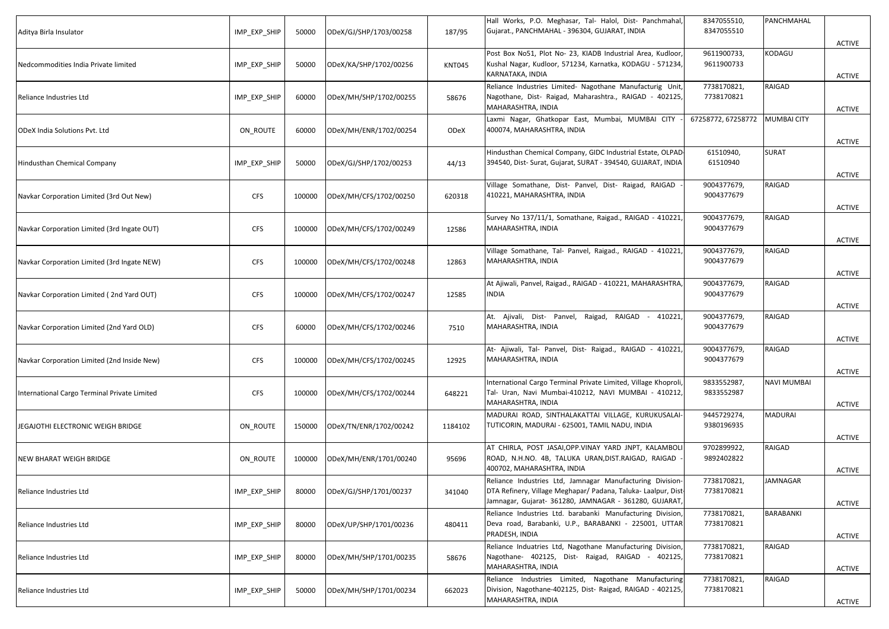| | | | | | | | | |
|---|---|---|---|---|---|---|---|---|
| Aditya Birla Insulator | IMP_EXP_SHIP | 50000 | ODeX/GJ/SHP/1703/00258 | 187/95 | Hall Works, P.O. Meghasar, Tal- Halol, Dist- Panchmahal, Gujarat., PANCHMAHAL - 396304, GUJARAT, INDIA | 8347055510, 8347055510 | PANCHMAHAL | ACTIVE |
| Nedcommodities India Private limited | IMP_EXP_SHIP | 50000 | ODeX/KA/SHP/1702/00256 | KNT045 | Post Box No51, Plot No- 23, KIADB Industrial Area, Kudloor, Kushal Nagar, Kudloor, 571234, Karnatka, KODAGU - 571234, KARNATAKA, INDIA | 9611900733, 9611900733 | KODAGU | ACTIVE |
| Reliance Industries Ltd | IMP_EXP_SHIP | 60000 | ODeX/MH/SHP/1702/00255 | 58676 | Reliance Industries Limited- Nagothane Manufacturig Unit, Nagothane, Dist- Raigad, Maharashtra., RAIGAD - 402125, MAHARASHTRA, INDIA | 7738170821, 7738170821 | RAIGAD | ACTIVE |
| ODeX India Solutions Pvt. Ltd | ON_ROUTE | 60000 | ODeX/MH/ENR/1702/00254 | ODeX | Laxmi Nagar, Ghatkopar East, Mumbai, MUMBAI CITY - 400074, MAHARASHTRA, INDIA | 67258772, 67258772 | MUMBAI CITY | ACTIVE |
| Hindusthan Chemical Company | IMP_EXP_SHIP | 50000 | ODeX/GJ/SHP/1702/00253 | 44/13 | Hindusthan Chemical Company, GIDC Industrial Estate, OLPAD-394540, Dist- Surat, Gujarat, SURAT - 394540, GUJARAT, INDIA | 61510940, 61510940 | SURAT | ACTIVE |
| Navkar Corporation Limited (3rd Out New) | CFS | 100000 | ODeX/MH/CFS/1702/00250 | 620318 | Village Somathane, Dist- Panvel, Dist- Raigad, RAIGAD - 410221, MAHARASHTRA, INDIA | 9004377679, 9004377679 | RAIGAD | ACTIVE |
| Navkar Corporation Limited (3rd Ingate OUT) | CFS | 100000 | ODeX/MH/CFS/1702/00249 | 12586 | Survey No 137/11/1, Somathane, Raigad., RAIGAD - 410221, MAHARASHTRA, INDIA | 9004377679, 9004377679 | RAIGAD | ACTIVE |
| Navkar Corporation Limited (3rd Ingate NEW) | CFS | 100000 | ODeX/MH/CFS/1702/00248 | 12863 | Village Somathane, Tal- Panvel, Raigad., RAIGAD - 410221, MAHARASHTRA, INDIA | 9004377679, 9004377679 | RAIGAD | ACTIVE |
| Navkar Corporation Limited ( 2nd Yard OUT) | CFS | 100000 | ODeX/MH/CFS/1702/00247 | 12585 | At Ajiwali, Panvel, Raigad., RAIGAD - 410221, MAHARASHTRA, INDIA | 9004377679, 9004377679 | RAIGAD | ACTIVE |
| Navkar Corporation Limited (2nd Yard OLD) | CFS | 60000 | ODeX/MH/CFS/1702/00246 | 7510 | At. Ajivali, Dist- Panvel, Raigad, RAIGAD - 410221, MAHARASHTRA, INDIA | 9004377679, 9004377679 | RAIGAD | ACTIVE |
| Navkar Corporation Limited (2nd Inside New) | CFS | 100000 | ODeX/MH/CFS/1702/00245 | 12925 | At- Ajiwali, Tal- Panvel, Dist- Raigad., RAIGAD - 410221, MAHARASHTRA, INDIA | 9004377679, 9004377679 | RAIGAD | ACTIVE |
| International Cargo Terminal Private Limited | CFS | 100000 | ODeX/MH/CFS/1702/00244 | 648221 | International Cargo Terminal Private Limited, Village Khoproli, Tal- Uran, Navi Mumbai-410212, NAVI MUMBAI - 410212, MAHARASHTRA, INDIA | 9833552987, 9833552987 | NAVI MUMBAI | ACTIVE |
| JEGAJOTHI ELECTRONIC WEIGH BRIDGE | ON_ROUTE | 150000 | ODeX/TN/ENR/1702/00242 | 1184102 | MADURAI ROAD, SINTHALAKATTAI VILLAGE, KURUKUSALAI-TUTICORIN, MADURAI - 625001, TAMIL NADU, INDIA | 9445729274, 9380196935 | MADURAI | ACTIVE |
| NEW BHARAT WEIGH BRIDGE | ON_ROUTE | 100000 | ODeX/MH/ENR/1701/00240 | 95696 | AT CHIRLA, POST JASAI,OPP.VINAY YARD JNPT, KALAMBOLI ROAD, N.H.NO. 4B, TALUKA URAN,DIST.RAIGAD, RAIGAD - 400702, MAHARASHTRA, INDIA | 9702899922, 9892402822 | RAIGAD | ACTIVE |
| Reliance Industries Ltd | IMP_EXP_SHIP | 80000 | ODeX/GJ/SHP/1701/00237 | 341040 | Reliance Industries Ltd, Jamnagar Manufacturing Division-DTA Refinery, Village Meghapar/ Padana, Taluka- Laalpur, Dist-Jamnagar, Gujarat- 361280, JAMNAGAR - 361280, GUJARAT, | 7738170821, 7738170821 | JAMNAGAR | ACTIVE |
| Reliance Industries Ltd | IMP_EXP_SHIP | 80000 | ODeX/UP/SHP/1701/00236 | 480411 | Reliance Industries Ltd. barabanki Manufacturing Division, Deva road, Barabanki, U.P., BARABANKI - 225001, UTTAR PRADESH, INDIA | 7738170821, 7738170821 | BARABANKI | ACTIVE |
| Reliance Industries Ltd | IMP_EXP_SHIP | 80000 | ODeX/MH/SHP/1701/00235 | 58676 | Reliance Induatries Ltd, Nagothane Manufacturing Division, Nagothane- 402125, Dist- Raigad, RAIGAD - 402125, MAHARASHTRA, INDIA | 7738170821, 7738170821 | RAIGAD | ACTIVE |
| Reliance Industries Ltd | IMP_EXP_SHIP | 50000 | ODeX/MH/SHP/1701/00234 | 662023 | Reliance Industries Limited, Nagothane Manufacturing Division, Nagothane-402125, Dist- Raigad, RAIGAD - 402125, MAHARASHTRA, INDIA | 7738170821, 7738170821 | RAIGAD | ACTIVE |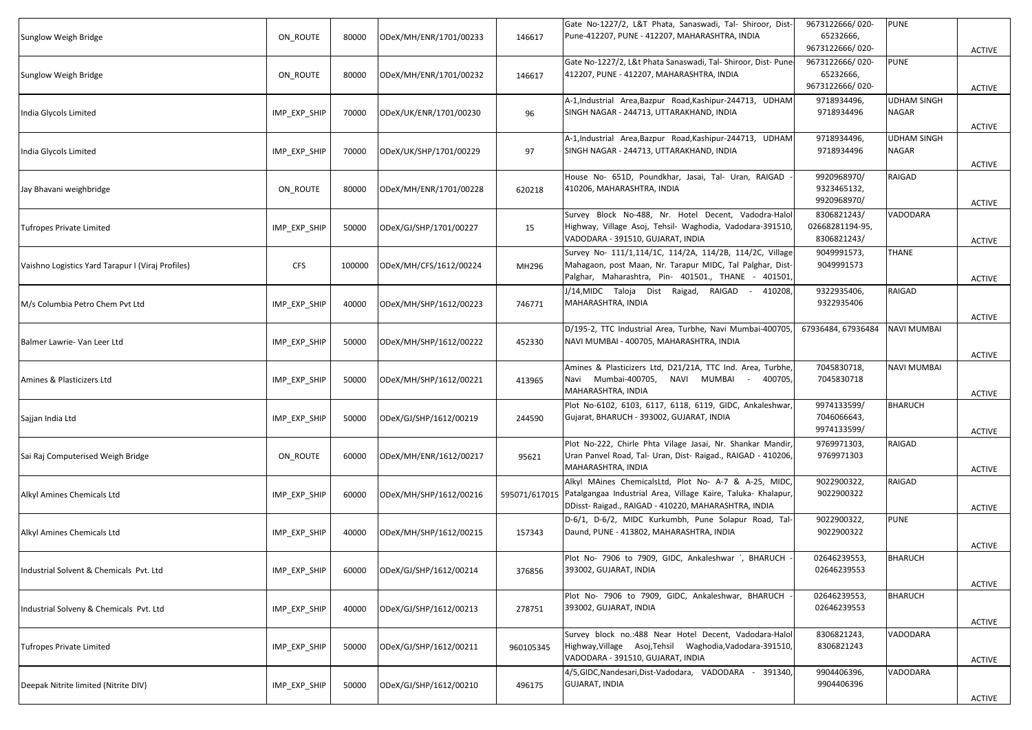| | | | | | | | | |
|---|---|---|---|---|---|---|---|---|
| Sunglow Weigh Bridge | ON_ROUTE | 80000 | ODeX/MH/ENR/1701/00233 | 146617 | Gate No-1227/2, L&T Phata, Sanaswadi, Tal- Shiroor, Dist- Pune-412207, PUNE - 412207, MAHARASHTRA, INDIA | 9673122666/ 020-65232666, 9673122666/ 020- | PUNE | ACTIVE |
| Sunglow Weigh Bridge | ON_ROUTE | 80000 | ODeX/MH/ENR/1701/00232 | 146617 | Gate No-1227/2, L&t Phata Sanaswadi, Tal- Shiroor, Dist- Pune-412207, PUNE - 412207, MAHARASHTRA, INDIA | 9673122666/ 020-65232666, 9673122666/ 020- | PUNE | ACTIVE |
| India Glycols Limited | IMP_EXP_SHIP | 70000 | ODeX/UK/ENR/1701/00230 | 96 | A-1,Industrial Area,Bazpur Road,Kashipur-244713, UDHAM SINGH NAGAR - 244713, UTTARAKHAND, INDIA | 9718934496, 9718934496 | UDHAM SINGH NAGAR | ACTIVE |
| India Glycols Limited | IMP_EXP_SHIP | 70000 | ODeX/UK/SHP/1701/00229 | 97 | A-1,Industrial Area,Bazpur Road,Kashipur-244713, UDHAM SINGH NAGAR - 244713, UTTARAKHAND, INDIA | 9718934496, 9718934496 | UDHAM SINGH NAGAR | ACTIVE |
| Jay Bhavani weighbridge | ON_ROUTE | 80000 | ODeX/MH/ENR/1701/00228 | 620218 | House No- 651D, Poundkhar, Jasai, Tal- Uran, RAIGAD - 410206, MAHARASHTRA, INDIA | 9920968970/ 9323465132, 9920968970/ | RAIGAD | ACTIVE |
| Tufropes Private Limited | IMP_EXP_SHIP | 50000 | ODeX/GJ/SHP/1701/00227 | 15 | Survey Block No-488, Nr. Hotel Decent, Vadodra-Halol Highway, Village Asoj, Tehsil- Waghodia, Vadodara-391510, VADODARA - 391510, GUJARAT, INDIA | 8306821243/ 02668281194-95, 8306821243/ | VADODARA | ACTIVE |
| Vaishno Logistics Yard Tarapur I (Viraj Profiles) | CFS | 100000 | ODeX/MH/CFS/1612/00224 | MH296 | Survey No- 111/1,114/1C, 114/2A, 114/2B, 114/2C, Village Mahagaon, post Maan, Nr. Tarapur MIDC, Tal Palghar, Dist- Palghar, Maharashtra, Pin- 401501., THANE - 401501, | 9049991573, 9049991573 | THANE | ACTIVE |
| M/s Columbia Petro Chem Pvt Ltd | IMP_EXP_SHIP | 40000 | ODeX/MH/SHP/1612/00223 | 746771 | J/14,MIDC Taloja Dist Raigad, RAIGAD - 410208, MAHARASHTRA, INDIA | 9322935406, 9322935406 | RAIGAD | ACTIVE |
| Balmer Lawrie- Van Leer Ltd | IMP_EXP_SHIP | 50000 | ODeX/MH/SHP/1612/00222 | 452330 | D/195-2, TTC Industrial Area, Turbhe, Navi Mumbai-400705, NAVI MUMBAI - 400705, MAHARASHTRA, INDIA | 67936484, 67936484 | NAVI MUMBAI | ACTIVE |
| Amines & Plasticizers Ltd | IMP_EXP_SHIP | 50000 | ODeX/MH/SHP/1612/00221 | 413965 | Amines & Plasticizers Ltd, D21/21A, TTC Ind. Area, Turbhe, Navi Mumbai-400705, NAVI MUMBAI - 400705, MAHARASHTRA, INDIA | 7045830718, 7045830718 | NAVI MUMBAI | ACTIVE |
| Sajjan India Ltd | IMP_EXP_SHIP | 50000 | ODeX/GJ/SHP/1612/00219 | 244590 | Plot No-6102, 6103, 6117, 6118, 6119, GIDC, Ankaleshwar, Gujarat, BHARUCH - 393002, GUJARAT, INDIA | 9974133599/ 7046066643, 9974133599/ | BHARUCH | ACTIVE |
| Sai Raj Computerised Weigh Bridge | ON_ROUTE | 60000 | ODeX/MH/ENR/1612/00217 | 95621 | Plot No-222, Chirle Phta Vilage Jasai, Nr. Shankar Mandir, Uran Panvel Road, Tal- Uran, Dist- Raigad., RAIGAD - 410206, MAHARASHTRA, INDIA | 9769971303, 9769971303 | RAIGAD | ACTIVE |
| Alkyl Amines Chemicals Ltd | IMP_EXP_SHIP | 60000 | ODeX/MH/SHP/1612/00216 | 595071/617015 | Alkyl MAines ChemicalsLtd, Plot No- A-7 & A-25, MIDC, Patalgangaa Industrial Area, Village Kaire, Taluka- Khalapur, DDisst- Raigad., RAIGAD - 410220, MAHARASHTRA, INDIA | 9022900322, 9022900322 | RAIGAD | ACTIVE |
| Alkyl Amines Chemicals Ltd | IMP_EXP_SHIP | 40000 | ODeX/MH/SHP/1612/00215 | 157343 | D-6/1, D-6/2, MIDC Kurkumbh, Pune Solapur Road, Tal-Daund, PUNE - 413802, MAHARASHTRA, INDIA | 9022900322, 9022900322 | PUNE | ACTIVE |
| Industrial Solvent & Chemicals Pvt. Ltd | IMP_EXP_SHIP | 60000 | ODeX/GJ/SHP/1612/00214 | 376856 | Plot No- 7906 to 7909, GIDC, Ankaleshwar `, BHARUCH - 393002, GUJARAT, INDIA | 02646239553, 02646239553 | BHARUCH | ACTIVE |
| Industrial Solveny & Chemicals Pvt. Ltd | IMP_EXP_SHIP | 40000 | ODeX/GJ/SHP/1612/00213 | 278751 | Plot No- 7906 to 7909, GIDC, Ankaleshwar, BHARUCH - 393002, GUJARAT, INDIA | 02646239553, 02646239553 | BHARUCH | ACTIVE |
| Tufropes Private Limited | IMP_EXP_SHIP | 50000 | ODeX/GJ/SHP/1612/00211 | 960105345 | Survey block no.:488 Near Hotel Decent, Vadodara-Halol Highway,Village Asoj,Tehsil Waghodia,Vadodara-391510, VADODARA - 391510, GUJARAT, INDIA | 8306821243, 8306821243 | VADODARA | ACTIVE |
| Deepak Nitrite limited (Nitrite DIV) | IMP_EXP_SHIP | 50000 | ODeX/GJ/SHP/1612/00210 | 496175 | 4/5,GIDC,Nandesari,Dist-Vadodara, VADODARA - 391340, GUJARAT, INDIA | 9904406396, 9904406396 | VADODARA | ACTIVE |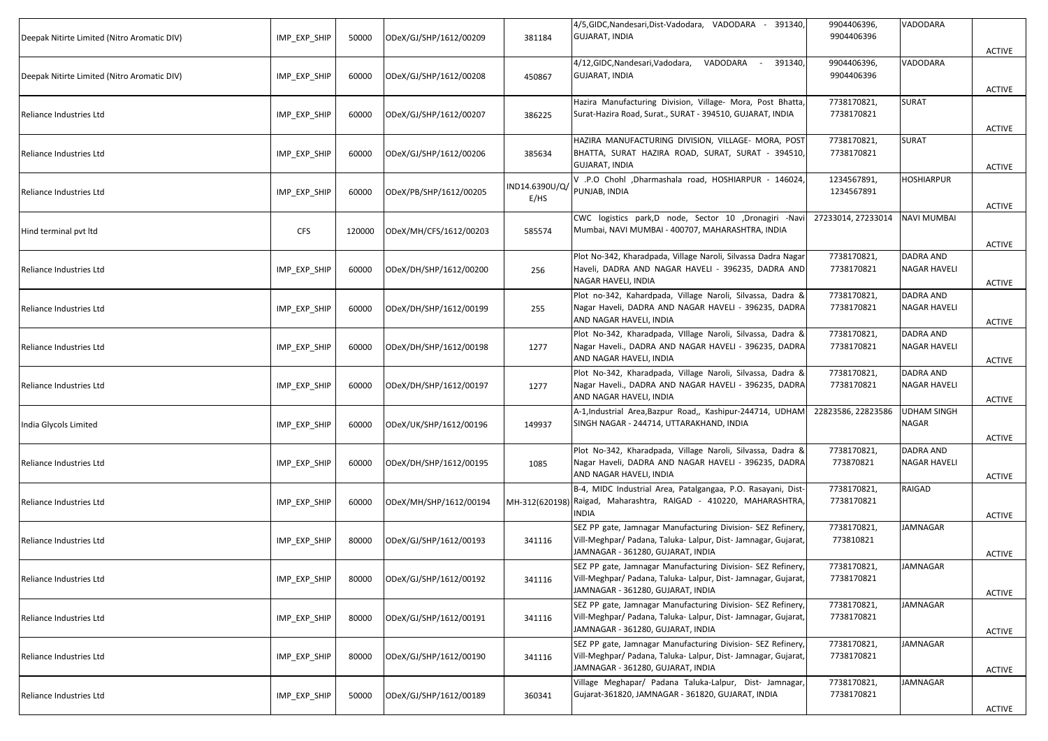| | | | | | | | | |
|---|---|---|---|---|---|---|---|---|
| Deepak Nitirte Limited (Nitro Aromatic DIV) | IMP_EXP_SHIP | 50000 | ODeX/GJ/SHP/1612/00209 | 381184 | 4/5,GIDC,Nandesari,Dist-Vadodara, VADODARA - 391340, GUJARAT, INDIA | 9904406396, 9904406396 | VADODARA | ACTIVE |
| Deepak Nitirte Limited (Nitro Aromatic DIV) | IMP_EXP_SHIP | 60000 | ODeX/GJ/SHP/1612/00208 | 450867 | 4/12,GIDC,Nandesari,Vadodara, VADODARA - 391340, GUJARAT, INDIA | 9904406396, 9904406396 | VADODARA | ACTIVE |
| Reliance Industries Ltd | IMP_EXP_SHIP | 60000 | ODeX/GJ/SHP/1612/00207 | 386225 | Hazira Manufacturing Division, Village- Mora, Post Bhatta, Surat-Hazira Road, Surat., SURAT - 394510, GUJARAT, INDIA | 7738170821, 7738170821 | SURAT | ACTIVE |
| Reliance Industries Ltd | IMP_EXP_SHIP | 60000 | ODeX/GJ/SHP/1612/00206 | 385634 | HAZIRA MANUFACTURING DIVISION, VILLAGE- MORA, POST BHATTA, SURAT HAZIRA ROAD, SURAT, SURAT - 394510, GUJARAT, INDIA | 7738170821, 7738170821 | SURAT | ACTIVE |
| Reliance Industries Ltd | IMP_EXP_SHIP | 60000 | ODeX/PB/SHP/1612/00205 | IND14.6390U/Q/E/HS | V .P.O Chohl ,Dharmashala road, HOSHIARPUR - 146024, PUNJAB, INDIA | 1234567891, 1234567891 | HOSHIARPUR | ACTIVE |
| Hind terminal pvt ltd | CFS | 120000 | ODeX/MH/CFS/1612/00203 | 585574 | CWC logistics park,D node, Sector 10 ,Dronagiri -Navi Mumbai, NAVI MUMBAI - 400707, MAHARASHTRA, INDIA | 27233014, 27233014 | NAVI MUMBAI | ACTIVE |
| Reliance Industries Ltd | IMP_EXP_SHIP | 60000 | ODeX/DH/SHP/1612/00200 | 256 | Plot No-342, Kharadpada, Village Naroli, Silvassa Dadra Nagar Haveli, DADRA AND NAGAR HAVELI - 396235, DADRA AND NAGAR HAVELI, INDIA | 7738170821, 7738170821 | DADRA AND NAGAR HAVELI | ACTIVE |
| Reliance Industries Ltd | IMP_EXP_SHIP | 60000 | ODeX/DH/SHP/1612/00199 | 255 | Plot no-342, Kahardpada, Village Naroli, Silvassa, Dadra & Nagar Haveli, DADRA AND NAGAR HAVELI - 396235, DADRA AND NAGAR HAVELI, INDIA | 7738170821, 7738170821 | DADRA AND NAGAR HAVELI | ACTIVE |
| Reliance Industries Ltd | IMP_EXP_SHIP | 60000 | ODeX/DH/SHP/1612/00198 | 1277 | Plot No-342, Kharadpada, VIllage Naroli, Silvassa, Dadra & Nagar Haveli., DADRA AND NAGAR HAVELI - 396235, DADRA AND NAGAR HAVELI, INDIA | 7738170821, 7738170821 | DADRA AND NAGAR HAVELI | ACTIVE |
| Reliance Industries Ltd | IMP_EXP_SHIP | 60000 | ODeX/DH/SHP/1612/00197 | 1277 | Plot No-342, Kharadpada, Village Naroli, Silvassa, Dadra & Nagar Haveli., DADRA AND NAGAR HAVELI - 396235, DADRA AND NAGAR HAVELI, INDIA | 7738170821, 7738170821 | DADRA AND NAGAR HAVELI | ACTIVE |
| India Glycols Limited | IMP_EXP_SHIP | 60000 | ODeX/UK/SHP/1612/00196 | 149937 | A-1,Industrial Area,Bazpur Road,, Kashipur-244714, UDHAM SINGH NAGAR - 244714, UTTARAKHAND, INDIA | 22823586, 22823586 | UDHAM SINGH NAGAR | ACTIVE |
| Reliance Industries Ltd | IMP_EXP_SHIP | 60000 | ODeX/DH/SHP/1612/00195 | 1085 | Plot No-342, Kharadpada, Village Naroli, Silvassa, Dadra & Nagar Haveli, DADRA AND NAGAR HAVELI - 396235, DADRA AND NAGAR HAVELI, INDIA | 7738170821, 773870821 | DADRA AND NAGAR HAVELI | ACTIVE |
| Reliance Industries Ltd | IMP_EXP_SHIP | 60000 | ODeX/MH/SHP/1612/00194 | MH-312(620198) | B-4, MIDC Industrial Area, Patalgangaa, P.O. Rasayani, Dist- Raigad, Maharashtra, RAIGAD - 410220, MAHARASHTRA, INDIA | 7738170821, 7738170821 | RAIGAD | ACTIVE |
| Reliance Industries Ltd | IMP_EXP_SHIP | 80000 | ODeX/GJ/SHP/1612/00193 | 341116 | SEZ PP gate, Jamnagar Manufacturing Division- SEZ Refinery, Vill-Meghpar/ Padana, Taluka- Lalpur, Dist- Jamnagar, Gujarat, JAMNAGAR - 361280, GUJARAT, INDIA | 7738170821, 773810821 | JAMNAGAR | ACTIVE |
| Reliance Industries Ltd | IMP_EXP_SHIP | 80000 | ODeX/GJ/SHP/1612/00192 | 341116 | SEZ PP gate, Jamnagar Manufacturing Division- SEZ Refinery, Vill-Meghpar/ Padana, Taluka- Lalpur, Dist- Jamnagar, Gujarat, JAMNAGAR - 361280, GUJARAT, INDIA | 7738170821, 7738170821 | JAMNAGAR | ACTIVE |
| Reliance Industries Ltd | IMP_EXP_SHIP | 80000 | ODeX/GJ/SHP/1612/00191 | 341116 | SEZ PP gate, Jamnagar Manufacturing Division- SEZ Refinery, Vill-Meghpar/ Padana, Taluka- Lalpur, Dist- Jamnagar, Gujarat, JAMNAGAR - 361280, GUJARAT, INDIA | 7738170821, 7738170821 | JAMNAGAR | ACTIVE |
| Reliance Industries Ltd | IMP_EXP_SHIP | 80000 | ODeX/GJ/SHP/1612/00190 | 341116 | SEZ PP gate, Jamnagar Manufacturing Division- SEZ Refinery, Vill-Meghpar/ Padana, Taluka- Lalpur, Dist- Jamnagar, Gujarat, JAMNAGAR - 361280, GUJARAT, INDIA | 7738170821, 7738170821 | JAMNAGAR | ACTIVE |
| Reliance Industries Ltd | IMP_EXP_SHIP | 50000 | ODeX/GJ/SHP/1612/00189 | 360341 | Village Meghapar/ Padana Taluka-Lalpur, Dist- Jamnagar, Gujarat-361820, JAMNAGAR - 361820, GUJARAT, INDIA | 7738170821, 7738170821 | JAMNAGAR | ACTIVE |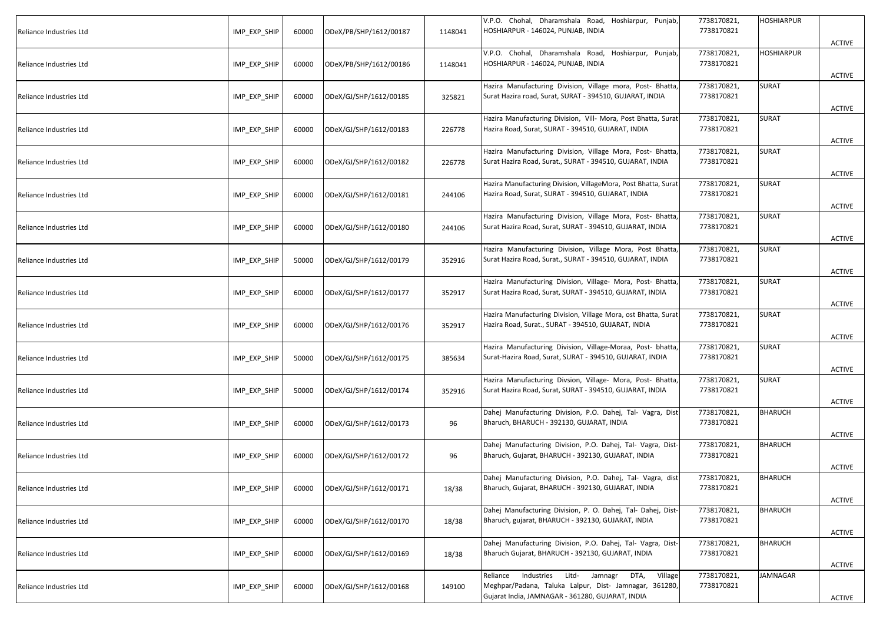| | | | | | | | | |
|---|---|---|---|---|---|---|---|---|
| Reliance Industries Ltd | IMP_EXP_SHIP | 60000 | ODeX/PB/SHP/1612/00187 | 1148041 | V.P.O. Chohal, Dharamshala Road, Hoshiarpur, Punjab, HOSHIARPUR - 146024, PUNJAB, INDIA | 7738170821, 7738170821 | HOSHIARPUR | ACTIVE |
| Reliance Industries Ltd | IMP_EXP_SHIP | 60000 | ODeX/PB/SHP/1612/00186 | 1148041 | V.P.O. Chohal, Dharamshala Road, Hoshiarpur, Punjab, HOSHIARPUR - 146024, PUNJAB, INDIA | 7738170821, 7738170821 | HOSHIARPUR | ACTIVE |
| Reliance Industries Ltd | IMP_EXP_SHIP | 60000 | ODeX/GJ/SHP/1612/00185 | 325821 | Hazira Manufacturing Division, Village mora, Post- Bhatta, Surat Hazira road, Surat, SURAT - 394510, GUJARAT, INDIA | 7738170821, 7738170821 | SURAT | ACTIVE |
| Reliance Industries Ltd | IMP_EXP_SHIP | 60000 | ODeX/GJ/SHP/1612/00183 | 226778 | Hazira Manufacturing Division, Vill- Mora, Post Bhatta, Surat Hazira Road, Surat, SURAT - 394510, GUJARAT, INDIA | 7738170821, 7738170821 | SURAT | ACTIVE |
| Reliance Industries Ltd | IMP_EXP_SHIP | 60000 | ODeX/GJ/SHP/1612/00182 | 226778 | Hazira Manufacturing Division, Village Mora, Post- Bhatta, Surat Hazira Road, Surat., SURAT - 394510, GUJARAT, INDIA | 7738170821, 7738170821 | SURAT | ACTIVE |
| Reliance Industries Ltd | IMP_EXP_SHIP | 60000 | ODeX/GJ/SHP/1612/00181 | 244106 | Hazira Manufacturing Division, VillageMora, Post Bhatta, Surat Hazira Road, Surat, SURAT - 394510, GUJARAT, INDIA | 7738170821, 7738170821 | SURAT | ACTIVE |
| Reliance Industries Ltd | IMP_EXP_SHIP | 60000 | ODeX/GJ/SHP/1612/00180 | 244106 | Hazira Manufacturing Division, Village Mora, Post- Bhatta, Surat Hazira Road, Surat, SURAT - 394510, GUJARAT, INDIA | 7738170821, 7738170821 | SURAT | ACTIVE |
| Reliance Industries Ltd | IMP_EXP_SHIP | 50000 | ODeX/GJ/SHP/1612/00179 | 352916 | Hazira Manufacturing Division, Village Mora, Post Bhatta, Surat Hazira Road, Surat., SURAT - 394510, GUJARAT, INDIA | 7738170821, 7738170821 | SURAT | ACTIVE |
| Reliance Industries Ltd | IMP_EXP_SHIP | 60000 | ODeX/GJ/SHP/1612/00177 | 352917 | Hazira Manufacturing Division, Village- Mora, Post- Bhatta, Surat Hazira Road, Surat, SURAT - 394510, GUJARAT, INDIA | 7738170821, 7738170821 | SURAT | ACTIVE |
| Reliance Industries Ltd | IMP_EXP_SHIP | 60000 | ODeX/GJ/SHP/1612/00176 | 352917 | Hazira Manufacturing Division, Village Mora, ost Bhatta, Surat Hazira Road, Surat., SURAT - 394510, GUJARAT, INDIA | 7738170821, 7738170821 | SURAT | ACTIVE |
| Reliance Industries Ltd | IMP_EXP_SHIP | 50000 | ODeX/GJ/SHP/1612/00175 | 385634 | Hazira Manufacturing Division, Village-Moraa, Post- bhatta, Surat-Hazira Road, Surat, SURAT - 394510, GUJARAT, INDIA | 7738170821, 7738170821 | SURAT | ACTIVE |
| Reliance Industries Ltd | IMP_EXP_SHIP | 50000 | ODeX/GJ/SHP/1612/00174 | 352916 | Hazira Manufacturing Divsion, Village- Mora, Post- Bhatta, Surat Hazira Road, Surat, SURAT - 394510, GUJARAT, INDIA | 7738170821, 7738170821 | SURAT | ACTIVE |
| Reliance Industries Ltd | IMP_EXP_SHIP | 60000 | ODeX/GJ/SHP/1612/00173 | 96 | Dahej Manufacturing Division, P.O. Dahej, Tal- Vagra, Dist Bharuch, BHARUCH - 392130, GUJARAT, INDIA | 7738170821, 7738170821 | BHARUCH | ACTIVE |
| Reliance Industries Ltd | IMP_EXP_SHIP | 60000 | ODeX/GJ/SHP/1612/00172 | 96 | Dahej Manufacturing Division, P.O. Dahej, Tal- Vagra, Dist-Bharuch, Gujarat, BHARUCH - 392130, GUJARAT, INDIA | 7738170821, 7738170821 | BHARUCH | ACTIVE |
| Reliance Industries Ltd | IMP_EXP_SHIP | 60000 | ODeX/GJ/SHP/1612/00171 | 18/38 | Dahej Manufacturing Division, P.O. Dahej, Tal- Vagra, dist Bharuch, Gujarat, BHARUCH - 392130, GUJARAT, INDIA | 7738170821, 7738170821 | BHARUCH | ACTIVE |
| Reliance Industries Ltd | IMP_EXP_SHIP | 60000 | ODeX/GJ/SHP/1612/00170 | 18/38 | Dahej Manufacturing Division, P. O. Dahej, Tal- Dahej, Dist-Bharuch, gujarat, BHARUCH - 392130, GUJARAT, INDIA | 7738170821, 7738170821 | BHARUCH | ACTIVE |
| Reliance Industries Ltd | IMP_EXP_SHIP | 60000 | ODeX/GJ/SHP/1612/00169 | 18/38 | Dahej Manufacturing Division, P.O. Dahej, Tal- Vagra, Dist-Bharuch Gujarat, BHARUCH - 392130, GUJARAT, INDIA | 7738170821, 7738170821 | BHARUCH | ACTIVE |
| Reliance Industries Ltd | IMP_EXP_SHIP | 60000 | ODeX/GJ/SHP/1612/00168 | 149100 | Reliance Industries Litd- Jamnagr DTA, Village Meghpar/Padana, Taluka Lalpur, Dist- Jamnagar, 361280, Gujarat India, JAMNAGAR - 361280, GUJARAT, INDIA | 7738170821, 7738170821 | JAMNAGAR | ACTIVE |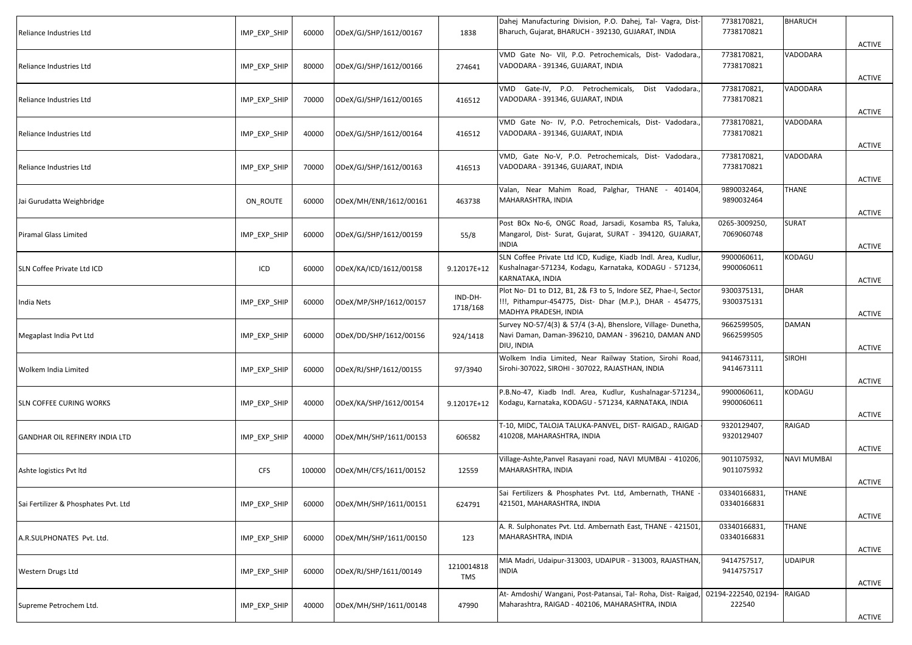| | | | | | | | | |
|---|---|---|---|---|---|---|---|---|
| Reliance Industries Ltd | IMP_EXP_SHIP | 60000 | ODeX/GJ/SHP/1612/00167 | 1838 | Dahej Manufacturing Division, P.O. Dahej, Tal- Vagra, Dist- Bharuch, Gujarat, BHARUCH - 392130, GUJARAT, INDIA | 7738170821, 7738170821 | BHARUCH | ACTIVE |
| Reliance Industries Ltd | IMP_EXP_SHIP | 80000 | ODeX/GJ/SHP/1612/00166 | 274641 | VMD Gate No- VII, P.O. Petrochemicals, Dist- Vadodara., VADODARA - 391346, GUJARAT, INDIA | 7738170821, 7738170821 | VADODARA | ACTIVE |
| Reliance Industries Ltd | IMP_EXP_SHIP | 70000 | ODeX/GJ/SHP/1612/00165 | 416512 | VMD Gate-IV, P.O. Petrochemicals, Dist Vadodara., VADODARA - 391346, GUJARAT, INDIA | 7738170821, 7738170821 | VADODARA | ACTIVE |
| Reliance Industries Ltd | IMP_EXP_SHIP | 40000 | ODeX/GJ/SHP/1612/00164 | 416512 | VMD Gate No- IV, P.O. Petrochemicals, Dist- Vadodara., VADODARA - 391346, GUJARAT, INDIA | 7738170821, 7738170821 | VADODARA | ACTIVE |
| Reliance Industries Ltd | IMP_EXP_SHIP | 70000 | ODeX/GJ/SHP/1612/00163 | 416513 | VMD, Gate No-V, P.O. Petrochemicals, Dist- Vadodara., VADODARA - 391346, GUJARAT, INDIA | 7738170821, 7738170821 | VADODARA | ACTIVE |
| Jai Gurudatta Weighbridge | ON_ROUTE | 60000 | ODeX/MH/ENR/1612/00161 | 463738 | Valan, Near Mahim Road, Palghar, THANE - 401404, MAHARASHTRA, INDIA | 9890032464, 9890032464 | THANE | ACTIVE |
| Piramal Glass Limited | IMP_EXP_SHIP | 60000 | ODeX/GJ/SHP/1612/00159 | 55/8 | Post BOx No-6, ONGC Road, Jarsadi, Kosamba RS, Taluka, Mangarol, Dist- Surat, Gujarat, SURAT - 394120, GUJARAT, INDIA | 0265-3009250, 7069060748 | SURAT | ACTIVE |
| SLN Coffee Private Ltd ICD | ICD | 60000 | ODeX/KA/ICD/1612/00158 | 9.12017E+12 | SLN Coffee Private Ltd ICD, Kudige, Kiadb Indl. Area, Kudlur, Kushalnagar-571234, Kodagu, Karnataka, KODAGU - 571234, KARNATAKA, INDIA | 9900060611, 9900060611 | KODAGU | ACTIVE |
| India Nets | IMP_EXP_SHIP | 60000 | ODeX/MP/SHP/1612/00157 | IND-DH-1718/168 | Plot No- D1 to D12, B1, 2& F3 to 5, Indore SEZ, Phae-I, Sector !!!, Pithampur-454775, Dist- Dhar (M.P.), DHAR - 454775, MADHYA PRADESH, INDIA | 9300375131, 9300375131 | DHAR | ACTIVE |
| Megaplast India Pvt Ltd | IMP_EXP_SHIP | 60000 | ODeX/DD/SHP/1612/00156 | 924/1418 | Survey NO-57/4(3) & 57/4 (3-A), Bhenslore, Village- Dunetha, Navi Daman, Daman-396210, DAMAN - 396210, DAMAN AND DIU, INDIA | 9662599505, 9662599505 | DAMAN | ACTIVE |
| Wolkem India Limited | IMP_EXP_SHIP | 60000 | ODeX/RJ/SHP/1612/00155 | 97/3940 | Wolkem India Limited, Near Railway Station, Sirohi Road, Sirohi-307022, SIROHI - 307022, RAJASTHAN, INDIA | 9414673111, 9414673111 | SIROHI | ACTIVE |
| SLN COFFEE CURING WORKS | IMP_EXP_SHIP | 40000 | ODeX/KA/SHP/1612/00154 | 9.12017E+12 | P.B.No-47, Kiadb Indl. Area, Kudlur, Kushalnagar-571234,, Kodagu, Karnataka, KODAGU - 571234, KARNATAKA, INDIA | 9900060611, 9900060611 | KODAGU | ACTIVE |
| GANDHAR OIL REFINERY INDIA LTD | IMP_EXP_SHIP | 40000 | ODeX/MH/SHP/1611/00153 | 606582 | T-10, MIDC, TALOJA TALUKA-PANVEL, DIST- RAIGAD., RAIGAD - 410208, MAHARASHTRA, INDIA | 9320129407, 9320129407 | RAIGAD | ACTIVE |
| Ashte logistics Pvt ltd | CFS | 100000 | ODeX/MH/CFS/1611/00152 | 12559 | Village-Ashte,Panvel Rasayani road, NAVI MUMBAI - 410206, MAHARASHTRA, INDIA | 9011075932, 9011075932 | NAVI MUMBAI | ACTIVE |
| Sai Fertilizer & Phosphates Pvt. Ltd | IMP_EXP_SHIP | 60000 | ODeX/MH/SHP/1611/00151 | 624791 | Sai Fertilizers & Phosphates Pvt. Ltd, Ambernath, THANE - 421501, MAHARASHTRA, INDIA | 03340166831, 03340166831 | THANE | ACTIVE |
| A.R.SULPHONATES Pvt. Ltd. | IMP_EXP_SHIP | 60000 | ODeX/MH/SHP/1611/00150 | 123 | A. R. Sulphonates Pvt. Ltd. Ambernath East, THANE - 421501, MAHARASHTRA, INDIA | 03340166831, 03340166831 | THANE | ACTIVE |
| Western Drugs Ltd | IMP_EXP_SHIP | 60000 | ODeX/RJ/SHP/1611/00149 | 1210014818 TMS | MIA Madri, Udaipur-313003, UDAIPUR - 313003, RAJASTHAN, INDIA | 9414757517, 9414757517 | UDAIPUR | ACTIVE |
| Supreme Petrochem Ltd. | IMP_EXP_SHIP | 40000 | ODeX/MH/SHP/1611/00148 | 47990 | At- Amdoshi/ Wangani, Post-Patansai, Tal- Roha, Dist- Raigad, Maharashtra, RAIGAD - 402106, MAHARASHTRA, INDIA | 02194-222540, 02194-222540 | RAIGAD | ACTIVE |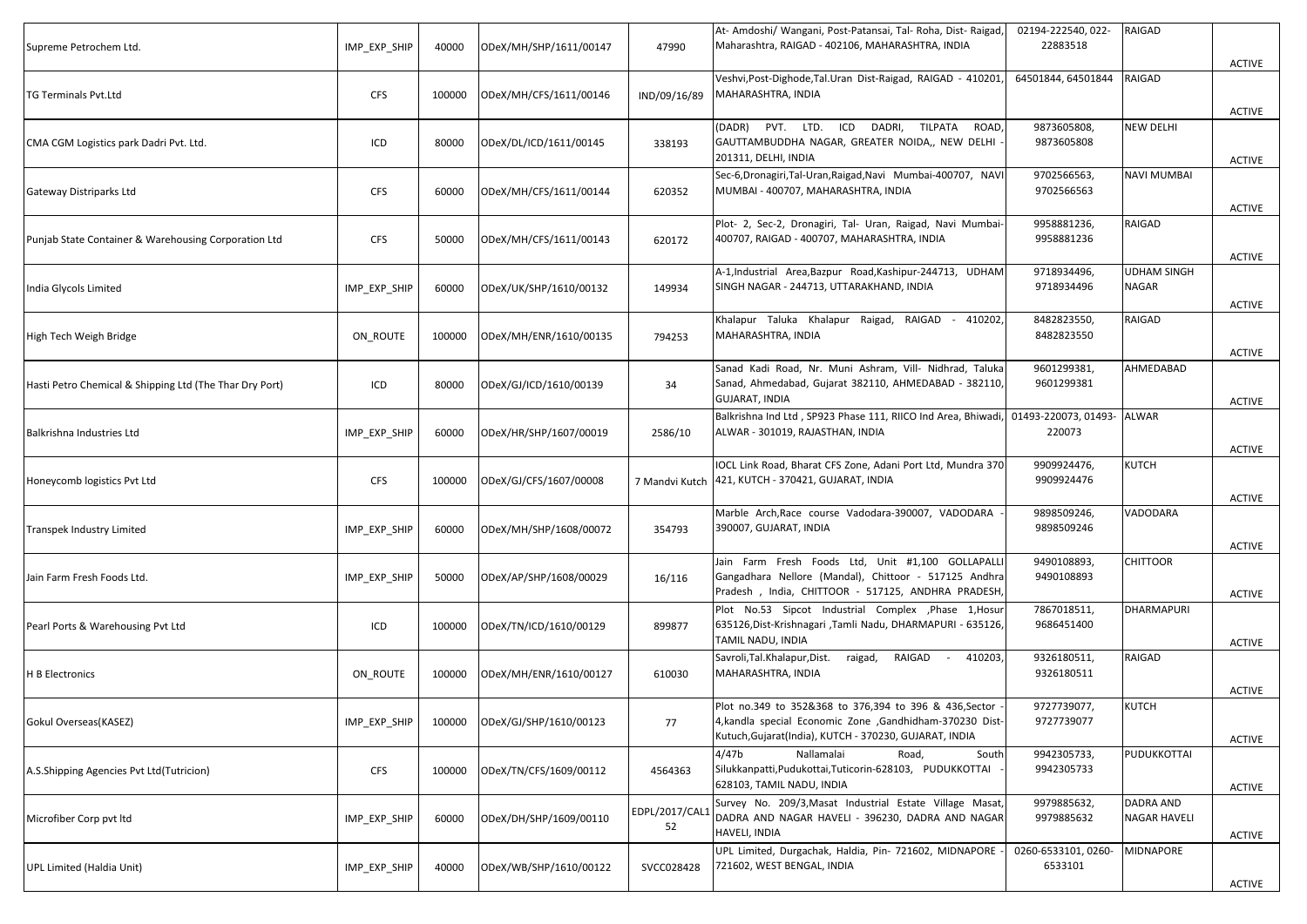| | | | | | | | | |
|---|---|---|---|---|---|---|---|---|
| Supreme Petrochem Ltd. | IMP_EXP_SHIP | 40000 | ODeX/MH/SHP/1611/00147 | 47990 | At- Amdoshi/ Wangani, Post-Patansai, Tal- Roha, Dist- Raigad, Maharashtra, RAIGAD - 402106, MAHARASHTRA, INDIA | 02194-222540, 022-22883518 | RAIGAD | ACTIVE |
| TG Terminals Pvt.Ltd | CFS | 100000 | ODeX/MH/CFS/1611/00146 | IND/09/16/89 | Veshvi,Post-Dighode,Tal.Uran Dist-Raigad, RAIGAD - 410201, MAHARASHTRA, INDIA | 64501844, 64501844 | RAIGAD | ACTIVE |
| CMA CGM Logistics park Dadri Pvt. Ltd. | ICD | 80000 | ODeX/DL/ICD/1611/00145 | 338193 | (DADR) PVT. LTD. ICD DADRI, TILPATA ROAD, GAUTTAMBUDDHA NAGAR, GREATER NOIDA,, NEW DELHI - 201311, DELHI, INDIA | 9873605808, 9873605808 | NEW DELHI | ACTIVE |
| Gateway Distriparks Ltd | CFS | 60000 | ODeX/MH/CFS/1611/00144 | 620352 | Sec-6,Dronagiri,Tal-Uran,Raigad,Navi Mumbai-400707, NAVI MUMBAI - 400707, MAHARASHTRA, INDIA | 9702566563, 9702566563 | NAVI MUMBAI | ACTIVE |
| Punjab State Container & Warehousing Corporation Ltd | CFS | 50000 | ODeX/MH/CFS/1611/00143 | 620172 | Plot- 2, Sec-2, Dronagiri, Tal- Uran, Raigad, Navi Mumbai-400707, RAIGAD - 400707, MAHARASHTRA, INDIA | 9958881236, 9958881236 | RAIGAD | ACTIVE |
| India Glycols Limited | IMP_EXP_SHIP | 60000 | ODeX/UK/SHP/1610/00132 | 149934 | A-1,Industrial Area,Bazpur Road,Kashipur-244713, UDHAM SINGH NAGAR - 244713, UTTARAKHAND, INDIA | 9718934496, 9718934496 | UDHAM SINGH NAGAR | ACTIVE |
| High Tech Weigh Bridge | ON_ROUTE | 100000 | ODeX/MH/ENR/1610/00135 | 794253 | Khalapur Taluka Khalapur Raigad, RAIGAD - 410202, MAHARASHTRA, INDIA | 8482823550, 8482823550 | RAIGAD | ACTIVE |
| Hasti Petro Chemical & Shipping Ltd (The Thar Dry Port) | ICD | 80000 | ODeX/GJ/ICD/1610/00139 | 34 | Sanad Kadi Road, Nr. Muni Ashram, Vill- Nidhrad, Taluka Sanad, Ahmedabad, Gujarat 382110, AHMEDABAD - 382110, GUJARAT, INDIA | 9601299381, 9601299381 | AHMEDABAD | ACTIVE |
| Balkrishna Industries Ltd | IMP_EXP_SHIP | 60000 | ODeX/HR/SHP/1607/00019 | 2586/10 | Balkrishna Ind Ltd , SP923 Phase 111, RIICO Ind Area, Bhiwadi, ALWAR - 301019, RAJASTHAN, INDIA | 01493-220073, 01493-220073 | ALWAR | ACTIVE |
| Honeycomb logistics Pvt Ltd | CFS | 100000 | ODeX/GJ/CFS/1607/00008 | 7 Mandvi Kutch | IOCL Link Road, Bharat CFS Zone, Adani Port Ltd, Mundra 370 421, KUTCH - 370421, GUJARAT, INDIA | 9909924476, 9909924476 | KUTCH | ACTIVE |
| Transpek Industry Limited | IMP_EXP_SHIP | 60000 | ODeX/MH/SHP/1608/00072 | 354793 | Marble Arch,Race course Vadodara-390007, VADODARA - 390007, GUJARAT, INDIA | 9898509246, 9898509246 | VADODARA | ACTIVE |
| Jain Farm Fresh Foods Ltd. | IMP_EXP_SHIP | 50000 | ODeX/AP/SHP/1608/00029 | 16/116 | Jain Farm Fresh Foods Ltd, Unit #1,100 GOLLAPALLI Gangadhara Nellore (Mandal), Chittoor - 517125 Andhra Pradesh , India, CHITTOOR - 517125, ANDHRA PRADESH, | 9490108893, 9490108893 | CHITTOOR | ACTIVE |
| Pearl Ports & Warehousing Pvt Ltd | ICD | 100000 | ODeX/TN/ICD/1610/00129 | 899877 | Plot No.53 Sipcot Industrial Complex ,Phase 1,Hosur 635126,Dist-Krishnagari ,Tamli Nadu, DHARMAPURI - 635126, TAMIL NADU, INDIA | 7867018511, 9686451400 | DHARMAPURI | ACTIVE |
| H B Electronics | ON_ROUTE | 100000 | ODeX/MH/ENR/1610/00127 | 610030 | Savroli,Tal.Khalapur,Dist. raigad, RAIGAD - 410203, MAHARASHTRA, INDIA | 9326180511, 9326180511 | RAIGAD | ACTIVE |
| Gokul Overseas(KASEZ) | IMP_EXP_SHIP | 100000 | ODeX/GJ/SHP/1610/00123 | 77 | Plot no.349 to 352&368 to 376,394 to 396 & 436,Sector - 4,kandla special Economic Zone ,Gandhidham-370230 Dist-Kutuch,Gujarat(India), KUTCH - 370230, GUJARAT, INDIA | 9727739077, 9727739077 | KUTCH | ACTIVE |
| A.S.Shipping Agencies Pvt Ltd(Tutricion) | CFS | 100000 | ODeX/TN/CFS/1609/00112 | 4564363 | 4/47b Nallamalai Road, South Silukkanpatti,Pudukottai,Tuticorin-628103, PUDUKKOTTAI - 628103, TAMIL NADU, INDIA | 9942305733, 9942305733 | PUDUKKOTTAI | ACTIVE |
| Microfiber Corp pvt ltd | IMP_EXP_SHIP | 60000 | ODeX/DH/SHP/1609/00110 | EDPL/2017/CAL152 | Survey No. 209/3,Masat Industrial Estate Village Masat, DADRA AND NAGAR HAVELI - 396230, DADRA AND NAGAR HAVELI, INDIA | 9979885632, 9979885632 | DADRA AND NAGAR HAVELI | ACTIVE |
| UPL Limited (Haldia Unit) | IMP_EXP_SHIP | 40000 | ODeX/WB/SHP/1610/00122 | SVCC028428 | UPL Limited, Durgachak, Haldia, Pin- 721602, MIDNAPORE - 721602, WEST BENGAL, INDIA | 0260-6533101, 0260-6533101 | MIDNAPORE | ACTIVE |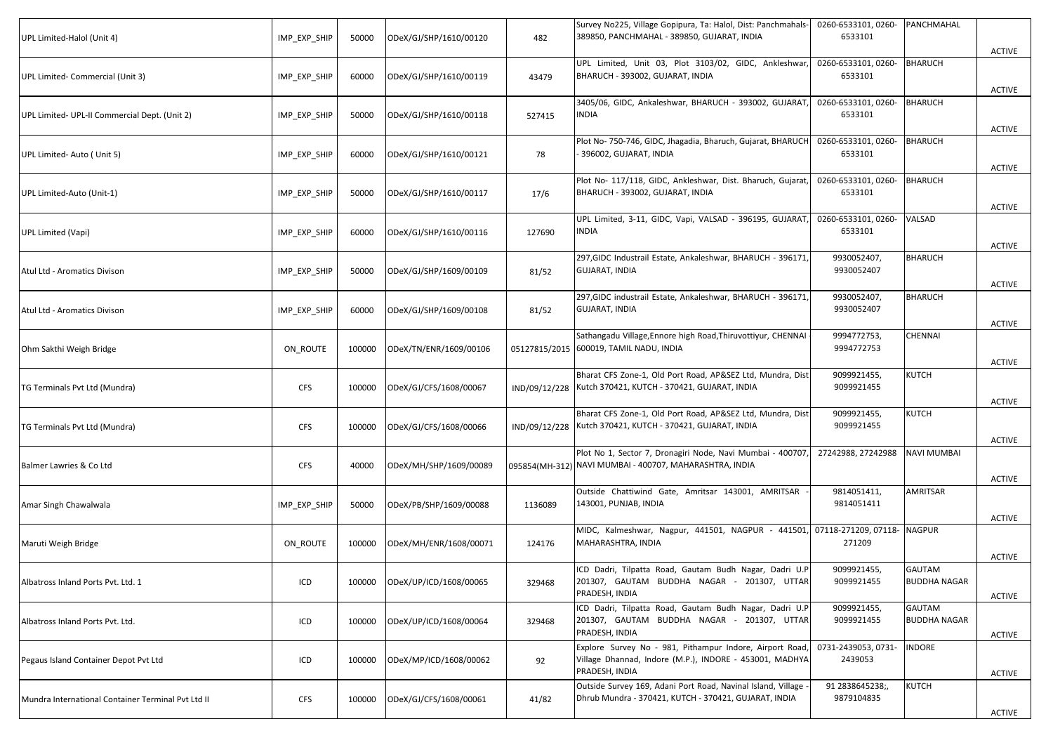| | | | | | | | | |
|---|---|---|---|---|---|---|---|---|
| UPL Limited-Halol (Unit 4) | IMP_EXP_SHIP | 50000 | ODeX/GJ/SHP/1610/00120 | 482 | Survey No225, Village Gopipura, Ta: Halol, Dist: Panchmahals-389850, PANCHMAHAL - 389850, GUJARAT, INDIA | 0260-6533101, 0260-6533101 | PANCHMAHAL | ACTIVE |
| UPL Limited- Commercial (Unit 3) | IMP_EXP_SHIP | 60000 | ODeX/GJ/SHP/1610/00119 | 43479 | UPL Limited, Unit 03, Plot 3103/02, GIDC, Ankleshwar, BHARUCH - 393002, GUJARAT, INDIA | 0260-6533101, 0260-6533101 | BHARUCH | ACTIVE |
| UPL Limited- UPL-II Commercial Dept. (Unit 2) | IMP_EXP_SHIP | 50000 | ODeX/GJ/SHP/1610/00118 | 527415 | 3405/06, GIDC, Ankaleshwar, BHARUCH - 393002, GUJARAT, INDIA | 0260-6533101, 0260-6533101 | BHARUCH | ACTIVE |
| UPL Limited- Auto ( Unit 5) | IMP_EXP_SHIP | 60000 | ODeX/GJ/SHP/1610/00121 | 78 | Plot No- 750-746, GIDC, Jhagadia, Bharuch, Gujarat, BHARUCH - 396002, GUJARAT, INDIA | 0260-6533101, 0260-6533101 | BHARUCH | ACTIVE |
| UPL Limited-Auto (Unit-1) | IMP_EXP_SHIP | 50000 | ODeX/GJ/SHP/1610/00117 | 17/6 | Plot No- 117/118, GIDC, Ankleshwar, Dist. Bharuch, Gujarat, BHARUCH - 393002, GUJARAT, INDIA | 0260-6533101, 0260-6533101 | BHARUCH | ACTIVE |
| UPL Limited (Vapi) | IMP_EXP_SHIP | 60000 | ODeX/GJ/SHP/1610/00116 | 127690 | UPL Limited, 3-11, GIDC, Vapi, VALSAD - 396195, GUJARAT, INDIA | 0260-6533101, 0260-6533101 | VALSAD | ACTIVE |
| Atul Ltd - Aromatics Divison | IMP_EXP_SHIP | 50000 | ODeX/GJ/SHP/1609/00109 | 81/52 | 297,GIDC Industrail Estate, Ankaleshwar, BHARUCH - 396171, GUJARAT, INDIA | 9930052407, 9930052407 | BHARUCH | ACTIVE |
| Atul Ltd - Aromatics Divison | IMP_EXP_SHIP | 60000 | ODeX/GJ/SHP/1609/00108 | 81/52 | 297,GIDC industrail Estate, Ankaleshwar, BHARUCH - 396171, GUJARAT, INDIA | 9930052407, 9930052407 | BHARUCH | ACTIVE |
| Ohm Sakthi Weigh Bridge | ON_ROUTE | 100000 | ODeX/TN/ENR/1609/00106 | 05127815/2015 | Sathangadu Village,Ennore high Road,Thiruvottiyur, CHENNAI - 600019, TAMIL NADU, INDIA | 9994772753, 9994772753 | CHENNAI | ACTIVE |
| TG Terminals Pvt Ltd (Mundra) | CFS | 100000 | ODeX/GJ/CFS/1608/00067 | IND/09/12/228 | Bharat CFS Zone-1, Old Port Road, AP&SEZ Ltd, Mundra, Dist Kutch 370421, KUTCH - 370421, GUJARAT, INDIA | 9099921455, 9099921455 | KUTCH | ACTIVE |
| TG Terminals Pvt Ltd (Mundra) | CFS | 100000 | ODeX/GJ/CFS/1608/00066 | IND/09/12/228 | Bharat CFS Zone-1, Old Port Road, AP&SEZ Ltd, Mundra, Dist Kutch 370421, KUTCH - 370421, GUJARAT, INDIA | 9099921455, 9099921455 | KUTCH | ACTIVE |
| Balmer Lawries & Co Ltd | CFS | 40000 | ODeX/MH/SHP/1609/00089 | 095854(MH-312) | Plot No 1, Sector 7, Dronagiri Node, Navi Mumbai - 400707, NAVI MUMBAI - 400707, MAHARASHTRA, INDIA | 27242988, 27242988 | NAVI MUMBAI | ACTIVE |
| Amar Singh Chawalwala | IMP_EXP_SHIP | 50000 | ODeX/PB/SHP/1609/00088 | 1136089 | Outside Chattiwind Gate, Amritsar 143001, AMRITSAR - 143001, PUNJAB, INDIA | 9814051411, 9814051411 | AMRITSAR | ACTIVE |
| Maruti Weigh Bridge | ON_ROUTE | 100000 | ODeX/MH/ENR/1608/00071 | 124176 | MIDC, Kalmeshwar, Nagpur, 441501, NAGPUR - 441501, MAHARASHTRA, INDIA | 07118-271209, 07118-271209 | NAGPUR | ACTIVE |
| Albatross Inland Ports Pvt. Ltd. 1 | ICD | 100000 | ODeX/UP/ICD/1608/00065 | 329468 | ICD Dadri, Tilpatta Road, Gautam Budh Nagar, Dadri U.P 201307, GAUTAM BUDDHA NAGAR - 201307, UTTAR PRADESH, INDIA | 9099921455, 9099921455 | GAUTAM BUDDHA NAGAR | ACTIVE |
| Albatross Inland Ports Pvt. Ltd. | ICD | 100000 | ODeX/UP/ICD/1608/00064 | 329468 | ICD Dadri, Tilpatta Road, Gautam Budh Nagar, Dadri U.P 201307, GAUTAM BUDDHA NAGAR - 201307, UTTAR PRADESH, INDIA | 9099921455, 9099921455 | GAUTAM BUDDHA NAGAR | ACTIVE |
| Pegaus Island Container Depot Pvt Ltd | ICD | 100000 | ODeX/MP/ICD/1608/00062 | 92 | Explore Survey No - 981, Pithampur Indore, Airport Road, Village Dhannad, Indore (M.P.), INDORE - 453001, MADHYA PRADESH, INDIA | 0731-2439053, 0731-2439053 | INDORE | ACTIVE |
| Mundra International Container Terminal Pvt Ltd II | CFS | 100000 | ODeX/GJ/CFS/1608/00061 | 41/82 | Outside Survey 169, Adani Port Road, Navinal Island, Village - Dhrub Mundra - 370421, KUTCH - 370421, GUJARAT, INDIA | 91 2838645238;, 9879104835 | KUTCH | ACTIVE |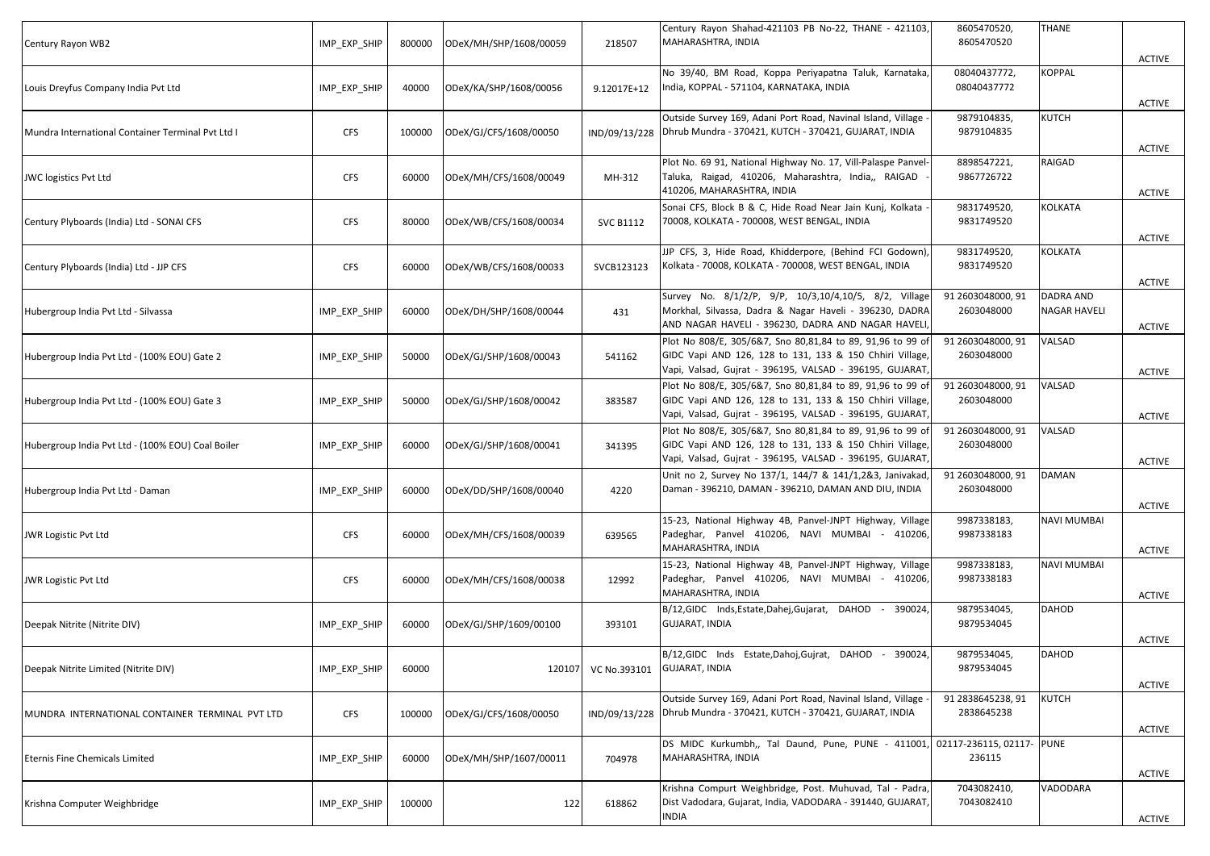| | | | | | | | | |
|---|---|---|---|---|---|---|---|---|
| Century Rayon WB2 | IMP_EXP_SHIP | 800000 | ODeX/MH/SHP/1608/00059 | 218507 | Century Rayon Shahad-421103 PB No-22, THANE - 421103, MAHARASHTRA, INDIA | 8605470520, 8605470520 | THANE | ACTIVE |
| Louis Dreyfus Company India Pvt Ltd | IMP_EXP_SHIP | 40000 | ODeX/KA/SHP/1608/00056 | 9.12017E+12 | No 39/40, BM Road, Koppa Periyapatna Taluk, Karnataka, India, KOPPAL - 571104, KARNATAKA, INDIA | 08040437772, 08040437772 | KOPPAL | ACTIVE |
| Mundra International Container Terminal Pvt Ltd I | CFS | 100000 | ODeX/GJ/CFS/1608/00050 | IND/09/13/228 | Outside Survey 169, Adani Port Road, Navinal Island, Village - Dhrub Mundra - 370421, KUTCH - 370421, GUJARAT, INDIA | 9879104835, 9879104835 | KUTCH | ACTIVE |
| JWC logistics Pvt Ltd | CFS | 60000 | ODeX/MH/CFS/1608/00049 | MH-312 | Plot No. 69 91, National Highway No. 17, Vill-Palaspe Panvel-Taluka, Raigad, 410206, Maharashtra, India,, RAIGAD - 410206, MAHARASHTRA, INDIA | 8898547221, 9867726722 | RAIGAD | ACTIVE |
| Century Plyboards (India) Ltd - SONAI CFS | CFS | 80000 | ODeX/WB/CFS/1608/00034 | SVC B1112 | Sonai CFS, Block B & C, Hide Road Near Jain Kunj, Kolkata - 70008, KOLKATA - 700008, WEST BENGAL, INDIA | 9831749520, 9831749520 | KOLKATA | ACTIVE |
| Century Plyboards (India) Ltd - JJP CFS | CFS | 60000 | ODeX/WB/CFS/1608/00033 | SVCB123123 | JJP CFS, 3, Hide Road, Khidderpore, (Behind FCI Godown), Kolkata - 70008, KOLKATA - 700008, WEST BENGAL, INDIA | 9831749520, 9831749520 | KOLKATA | ACTIVE |
| Hubergroup India Pvt Ltd - Silvassa | IMP_EXP_SHIP | 60000 | ODeX/DH/SHP/1608/00044 | 431 | Survey No. 8/1/2/P, 9/P, 10/3,10/4,10/5, 8/2, Village Morkhal, Silvassa, Dadra & Nagar Haveli - 396230, DADRA AND NAGAR HAVELI - 396230, DADRA AND NAGAR HAVELI, | 91 2603048000, 91 2603048000 | DADRA AND NAGAR HAVELI | ACTIVE |
| Hubergroup India Pvt Ltd - (100% EOU) Gate 2 | IMP_EXP_SHIP | 50000 | ODeX/GJ/SHP/1608/00043 | 541162 | Plot No 808/E, 305/6&7, Sno 80,81,84 to 89, 91,96 to 99 of GIDC Vapi AND 126, 128 to 131, 133 & 150 Chhiri Village, Vapi, Valsad, Gujrat - 396195, VALSAD - 396195, GUJARAT, | 91 2603048000, 91 2603048000 | VALSAD | ACTIVE |
| Hubergroup India Pvt Ltd - (100% EOU) Gate 3 | IMP_EXP_SHIP | 50000 | ODeX/GJ/SHP/1608/00042 | 383587 | Plot No 808/E, 305/6&7, Sno 80,81,84 to 89, 91,96 to 99 of GIDC Vapi AND 126, 128 to 131, 133 & 150 Chhiri Village, Vapi, Valsad, Gujrat - 396195, VALSAD - 396195, GUJARAT, | 91 2603048000, 91 2603048000 | VALSAD | ACTIVE |
| Hubergroup India Pvt Ltd - (100% EOU) Coal Boiler | IMP_EXP_SHIP | 60000 | ODeX/GJ/SHP/1608/00041 | 341395 | Plot No 808/E, 305/6&7, Sno 80,81,84 to 89, 91,96 to 99 of GIDC Vapi AND 126, 128 to 131, 133 & 150 Chhiri Village, Vapi, Valsad, Gujrat - 396195, VALSAD - 396195, GUJARAT, | 91 2603048000, 91 2603048000 | VALSAD | ACTIVE |
| Hubergroup India Pvt Ltd - Daman | IMP_EXP_SHIP | 60000 | ODeX/DD/SHP/1608/00040 | 4220 | Unit no 2, Survey No 137/1, 144/7 & 141/1,2&3, Janivakad, Daman - 396210, DAMAN - 396210, DAMAN AND DIU, INDIA | 91 2603048000, 91 2603048000 | DAMAN | ACTIVE |
| JWR Logistic Pvt Ltd | CFS | 60000 | ODeX/MH/CFS/1608/00039 | 639565 | 15-23, National Highway 4B, Panvel-JNPT Highway, Village Padeghar, Panvel 410206, NAVI MUMBAI - 410206, MAHARASHTRA, INDIA | 9987338183, 9987338183 | NAVI MUMBAI | ACTIVE |
| JWR Logistic Pvt Ltd | CFS | 60000 | ODeX/MH/CFS/1608/00038 | 12992 | 15-23, National Highway 4B, Panvel-JNPT Highway, Village Padeghar, Panvel 410206, NAVI MUMBAI - 410206, MAHARASHTRA, INDIA | 9987338183, 9987338183 | NAVI MUMBAI | ACTIVE |
| Deepak Nitrite (Nitrite DIV) | IMP_EXP_SHIP | 60000 | ODeX/GJ/SHP/1609/00100 | 393101 | B/12,GIDC Inds,Estate,Dahej,Gujarat, DAHOD - 390024, GUJARAT, INDIA | 9879534045, 9879534045 | DAHOD | ACTIVE |
| Deepak Nitrite Limited (Nitrite DIV) | IMP_EXP_SHIP | 60000 | 120107 | VC No.393101 | B/12,GIDC Inds Estate,Dahoj,Gujrat, DAHOD - 390024, GUJARAT, INDIA | 9879534045, 9879534045 | DAHOD | ACTIVE |
| MUNDRA INTERNATIONAL CONTAINER TERMINAL PVT LTD | CFS | 100000 | ODeX/GJ/CFS/1608/00050 | IND/09/13/228 | Outside Survey 169, Adani Port Road, Navinal Island, Village - Dhrub Mundra - 370421, KUTCH - 370421, GUJARAT, INDIA | 91 2838645238, 91 2838645238 | KUTCH | ACTIVE |
| Eternis Fine Chemicals Limited | IMP_EXP_SHIP | 60000 | ODeX/MH/SHP/1607/00011 | 704978 | DS MIDC Kurkumbh,, Tal Daund, Pune, PUNE - 411001, MAHARASHTRA, INDIA | 02117-236115, 02117-236115 | PUNE | ACTIVE |
| Krishna Computer Weighbridge | IMP_EXP_SHIP | 100000 | 122 | 618862 | Krishna Compurt Weighbridge, Post. Muhuvad, Tal - Padra, Dist Vadodara, Gujarat, India, VADODARA - 391440, GUJARAT, INDIA | 7043082410, 7043082410 | VADODARA | ACTIVE |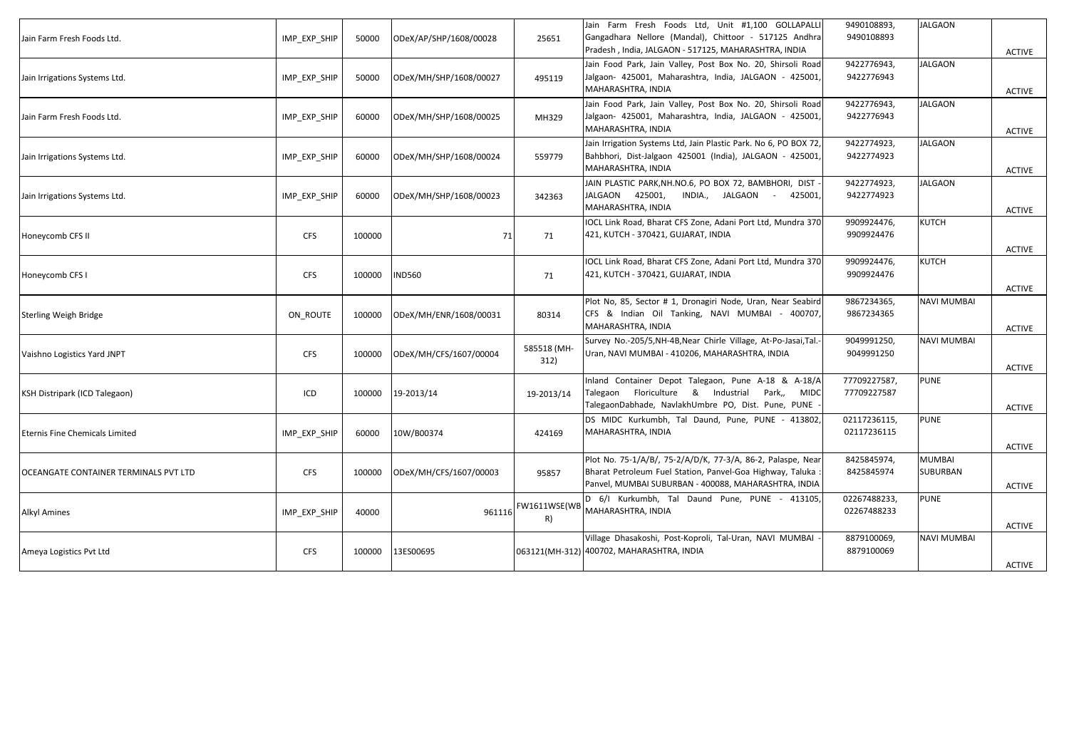| | | | | | | | | |
|---|---|---|---|---|---|---|---|---|
| Jain Farm Fresh Foods Ltd. | IMP_EXP_SHIP | 50000 | ODeX/AP/SHP/1608/00028 | 25651 | Jain Farm Fresh Foods Ltd, Unit #1,100 GOLLAPALLI Gangadhara Nellore (Mandal), Chittoor - 517125 Andhra Pradesh , India, JALGAON - 517125, MAHARASHTRA, INDIA | 9490108893, 9490108893 | JALGAON | ACTIVE |
| Jain Irrigations Systems Ltd. | IMP_EXP_SHIP | 50000 | ODeX/MH/SHP/1608/00027 | 495119 | Jain Food Park, Jain Valley, Post Box No. 20, Shirsoli Road Jalgaon- 425001, Maharashtra, India, JALGAON - 425001, MAHARASHTRA, INDIA | 9422776943, 9422776943 | JALGAON | ACTIVE |
| Jain Farm Fresh Foods Ltd. | IMP_EXP_SHIP | 60000 | ODeX/MH/SHP/1608/00025 | MH329 | Jain Food Park, Jain Valley, Post Box No. 20, Shirsoli Road Jalgaon- 425001, Maharashtra, India, JALGAON - 425001, MAHARASHTRA, INDIA | 9422776943, 9422776943 | JALGAON | ACTIVE |
| Jain Irrigations Systems Ltd. | IMP_EXP_SHIP | 60000 | ODeX/MH/SHP/1608/00024 | 559779 | Jain Irrigation Systems Ltd, Jain Plastic Park. No 6, PO BOX 72, Bahbhori, Dist-Jalgaon 425001 (India), JALGAON - 425001, MAHARASHTRA, INDIA | 9422774923, 9422774923 | JALGAON | ACTIVE |
| Jain Irrigations Systems Ltd. | IMP_EXP_SHIP | 60000 | ODeX/MH/SHP/1608/00023 | 342363 | JAIN PLASTIC PARK,NH.NO.6, PO BOX 72, BAMBHORI, DIST - JALGAON 425001, INDIA., JALGAON - 425001, MAHARASHTRA, INDIA | 9422774923, 9422774923 | JALGAON | ACTIVE |
| Honeycomb CFS II | CFS | 100000 | 71 | 71 | IOCL Link Road, Bharat CFS Zone, Adani Port Ltd, Mundra 370 421, KUTCH - 370421, GUJARAT, INDIA | 9909924476, 9909924476 | KUTCH | ACTIVE |
| Honeycomb CFS I | CFS | 100000 | IND560 | 71 | IOCL Link Road, Bharat CFS Zone, Adani Port Ltd, Mundra 370 421, KUTCH - 370421, GUJARAT, INDIA | 9909924476, 9909924476 | KUTCH | ACTIVE |
| Sterling Weigh Bridge | ON_ROUTE | 100000 | ODeX/MH/ENR/1608/00031 | 80314 | Plot No, 85, Sector # 1, Dronagiri Node, Uran, Near Seabird CFS & Indian Oil Tanking, NAVI MUMBAI - 400707, MAHARASHTRA, INDIA | 9867234365, 9867234365 | NAVI MUMBAI | ACTIVE |
| Vaishno Logistics Yard JNPT | CFS | 100000 | ODeX/MH/CFS/1607/00004 | 585518 (MH-312) | Survey No.-205/5,NH-4B,Near Chirle Village, At-Po-Jasai,Tal.-Uran, NAVI MUMBAI - 410206, MAHARASHTRA, INDIA | 9049991250, 9049991250 | NAVI MUMBAI | ACTIVE |
| KSH Distripark (ICD Talegaon) | ICD | 100000 | 19-2013/14 | 19-2013/14 | Inland Container Depot Talegaon, Pune A-18 & A-18/A Talegaon Floriculture & Industrial Park,, MIDC TalegaonDabhade, NavlakhUmbre PO, Dist. Pune, PUNE - | 77709227587, 77709227587 | PUNE | ACTIVE |
| Eternis Fine Chemicals Limited | IMP_EXP_SHIP | 60000 | 10W/B00374 | 424169 | DS MIDC Kurkumbh, Tal Daund, Pune, PUNE - 413802, MAHARASHTRA, INDIA | 02117236115, 02117236115 | PUNE | ACTIVE |
| OCEANGATE CONTAINER TERMINALS PVT LTD | CFS | 100000 | ODeX/MH/CFS/1607/00003 | 95857 | Plot No. 75-1/A/B/, 75-2/A/D/K, 77-3/A, 86-2, Palaspe, Near Bharat Petroleum Fuel Station, Panvel-Goa Highway, Taluka : Panvel, MUMBAI SUBURBAN - 400088, MAHARASHTRA, INDIA | 8425845974, 8425845974 | MUMBAI SUBURBAN | ACTIVE |
| Alkyl Amines | IMP_EXP_SHIP | 40000 | 961116 | FW1611WSE(WBR) | D 6/I Kurkumbh, Tal Daund Pune, PUNE - 413105, MAHARASHTRA, INDIA | 02267488233, 02267488233 | PUNE | ACTIVE |
| Ameya Logistics Pvt Ltd | CFS | 100000 | 13ES00695 | 063121(MH-312) | Village Dhasakoshi, Post-Koproli, Tal-Uran, NAVI MUMBAI - 400702, MAHARASHTRA, INDIA | 8879100069, 8879100069 | NAVI MUMBAI | ACTIVE |